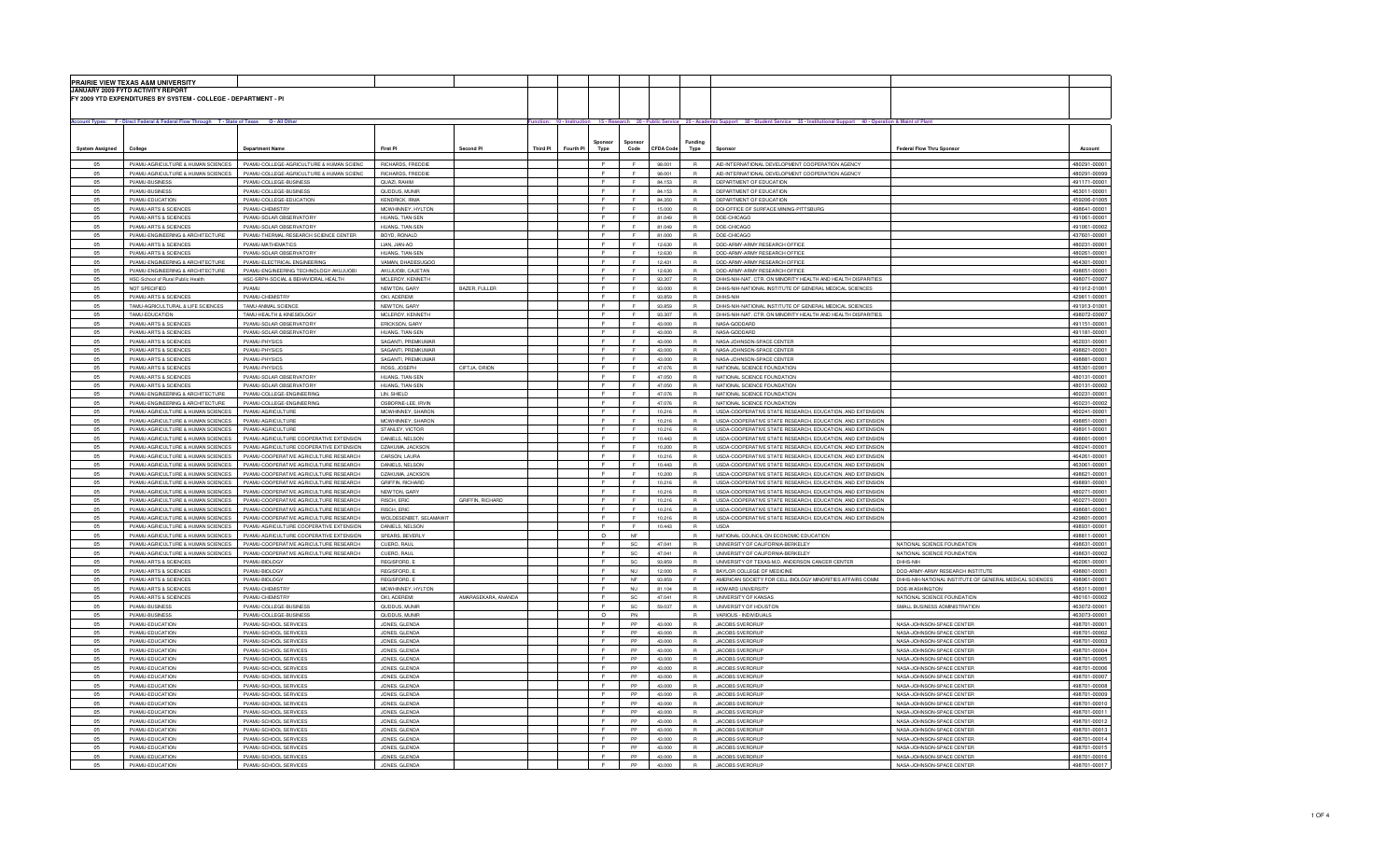# PRAIRIE VIEW TEXAS A&M UNIVERSITY

## JANUARY 2009 FYTD ACTIVITY REPORT

## FY 2009 YTD EXPENDITURES BY SYSTEM - COLLEGE - DEPARTMENT - PI

Account Types: F - Direct Federal & Federal Flow Through T - State of Texas O - All Other

Function: 10 - Instruction 15 - Research 20 - Public Service 25 - Academic Support 30 - Student Service 35 - Institutional Support 40 - Operation & Maint of Plant

| System Assigned | College | Department Name | First PI | Second PI | Third PI | Fourth PI | Sponsor Type | Sponsor Code | CFDA Code | Funding Type | Sponsor | Federal Flow Thru Sponsor | Account |
|---|---|---|---|---|---|---|---|---|---|---|---|---|---|
| 05 | PVAMU-AGRICULTURE & HUMAN SCIENCES | PVAMU-COLLEGE-AGRICULTURE & HUMAN SCIENC | RICHARDS, FREDDIE | | | | F | F | 98.001 | R | AID-INTERNATIONAL DEVELOPMENT COOPERATION AGENCY | | 480291-00001 |
| 05 | PVAMU-AGRICULTURE & HUMAN SCIENCES | PVAMU-COLLEGE-AGRICULTURE & HUMAN SCIENC | RICHARDS, FREDDIE | | | | F | F | 98.001 | R | AID-INTERNATIONAL DEVELOPMENT COOPERATION AGENCY | | 480291-00099 |
| 05 | PVAMU-BUSINESS | PVAMU-COLLEGE-BUSINESS | QUAZI, RAHIM | | | | F | F | 84.153 | R | DEPARTMENT OF EDUCATION | | 491171-00001 |
| 05 | PVAMU-BUSINESS | PVAMU-COLLEGE-BUSINESS | QUDDUS, MUNIR | | | | F | F | 84.153 | R | DEPARTMENT OF EDUCATION | | 463011-00001 |
| 05 | PVAMU-EDUCATION | PVAMU-COLLEGE-EDUCATION | KENDRICK, IRMA | | | | F | F | 84.350 | R | DEPARTMENT OF EDUCATION | | 459206-01005 |
| 05 | PVAMU-ARTS & SCIENCES | PVAMU-CHEMISTRY | MCWHINNEY, HYLTON | | | | F | F | 15.000 | R | DOI-OFFICE OF SURFACE MINING-PITTSBURG | | 498641-00001 |
| 05 | PVAMU-ARTS & SCIENCES | PVAMU-SOLAR OBSERVATORY | HUANG, TIAN-SEN | | | | F | F | 81.049 | R | DOE-CHICAGO | | 491061-00001 |
| 05 | PVAMU-ARTS & SCIENCES | PVAMU-SOLAR OBSERVATORY | HUANG, TIAN-SEN | | | | F | F | 81.049 | R | DOE-CHICAGO | | 491061-00002 |
| 05 | PVAMU-ENGINEERING & ARCHITECTURE | PVAMU-THERMAL RESEARCH SCIENCE CENTER | BOYD, RONALD | | | | F | F | 81.000 | R | DOE-CHICAGO | | 437601-00001 |
| 05 | PVAMU-ARTS & SCIENCES | PVAMU-MATHEMATICS | LIAN, JIAN-AO | | | | F | F | 12.630 | R | DOD-ARMY-ARMY RESEARCH OFFICE | | 480231-00001 |
| 05 | PVAMU-ARTS & SCIENCES | PVAMU-SOLAR OBSERVATORY | HUANG, TIAN-SEN | | | | F | F | 12.630 | R | DOD-ARMY-ARMY RESEARCH OFFICE | | 480261-00001 |
| 05 | PVAMU-ENGINEERING & ARCHITECTURE | PVAMU-ELECTRICAL ENGINEERING | VAMAN, DHADESUGOO | | | | F | F | 12.431 | R | DOD-ARMY-ARMY RESEARCH OFFICE | | 464301-00001 |
| 05 | PVAMU-ENGINEERING & ARCHITECTURE | PVAMU-ENGINEERING TECHNOLOGY-AKUJUOBI | AKUJUOBI, CAJETAN | | | | F | F | 12.630 | R | DOD-ARMY-ARMY RESEARCH OFFICE | | 498651-00001 |
| 05 | HSC-School of Rural Public Health | HSC-SRPH-SOCIAL & BEHAVIORAL HEALTH | MCLEROY, KENNETH | | | | F | F | 93.307 | R | DHHS-NIH-NAT. CTR. ON MINORITY HEALTH AND HEALTH DISPARITIES | | 498071-03007 |
| 05 | NOT SPECIFIED | PVAMU | NEWTON, GARY | BAZER, FULLER | | | F | F | 93.000 | R | DHHS-NIH-NATIONAL INSTITUTE OF GENERAL MEDICAL SCIENCES | | 491912-01001 |
| 05 | PVAMU-ARTS & SCIENCES | PVAMU-CHEMISTRY | OKI, ADEREMI | | | | F | F | 93.859 | R | DHHS-NIH | | 429811-00001 |
| 05 | TAMU-AGRICULTURAL & LIFE SCIENCES | TAMU-ANIMAL SCIENCE | NEWTON, GARY | | | | F | F | 93.859 | R | DHHS-NIH-NATIONAL INSTITUTE OF GENERAL MEDICAL SCIENCES | | 491913-01001 |
| 05 | TAMU-EDUCATION | TAMU-HEALTH & KINESIOLOGY | MCLEROY, KENNETH | | | | F | F | 93.307 | R | DHHS-NIH-NAT. CTR. ON MINORITY HEALTH AND HEALTH DISPARITIES | | 498072-03007 |
| 05 | PVAMU-ARTS & SCIENCES | PVAMU-SOLAR OBSERVATORY | ERICKSON, GARY | | | | F | F | 43.000 | R | NASA-GODDARD | | 491151-00001 |
| 05 | PVAMU-ARTS & SCIENCES | PVAMU-SOLAR OBSERVATORY | HUANG, TIAN-SEN | | | | F | F | 43.000 | R | NASA-GODDARD | | 491181-00001 |
| 05 | PVAMU-ARTS & SCIENCES | PVAMU-PHYSICS | SAGANTI, PREMKUMAR | | | | F | F | 43.000 | R | NASA-JOHNSON-SPACE CENTER | | 462031-00001 |
| 05 | PVAMU-ARTS & SCIENCES | PVAMU-PHYSICS | SAGANTI, PREMKUMAR | | | | F | F | 43.000 | R | NASA-JOHNSON-SPACE CENTER | | 498821-00001 |
| 05 | PVAMU-ARTS & SCIENCES | PVAMU-PHYSICS | SAGANTI, PREMKUMAR | | | | F | F | 43.000 | R | NASA-JOHNSON-SPACE CENTER | | 498881-00001 |
| 05 | PVAMU-ARTS & SCIENCES | PVAMU-PHYSICS | ROSS, JOSEPH | CIFTJA, ORION | | | F | F | 47.076 | R | NATIONAL SCIENCE FOUNDATION | | 485301-02001 |
| 05 | PVAMU-ARTS & SCIENCES | PVAMU-SOLAR OBSERVATORY | HUANG, TIAN-SEN | | | | F | F | 47.050 | R | NATIONAL SCIENCE FOUNDATION | | 480131-00001 |
| 05 | PVAMU-ARTS & SCIENCES | PVAMU-SOLAR OBSERVATORY | HUANG, TIAN-SEN | | | | F | F | 47.050 | R | NATIONAL SCIENCE FOUNDATION | | 480131-00002 |
| 05 | PVAMU-ENGINEERING & ARCHITECTURE | PVAMU-COLLEGE-ENGINEERING | LIN, SHIELD | | | | F | F | 47.076 | R | NATIONAL SCIENCE FOUNDATION | | 460231-00001 |
| 05 | PVAMU-ENGINEERING & ARCHITECTURE | PVAMU-COLLEGE-ENGINEERING | OSBORNE-LEE, IRVIN | | | | F | F | 47.076 | R | NATIONAL SCIENCE FOUNDATION | | 460231-00002 |
| 05 | PVAMU-AGRICULTURE & HUMAN SCIENCES | PVAMU-AGRICULTURE | MCWHINNEY, SHARON | | | | F | F | 10.216 | R | USDA-COOPERATIVE STATE RESEARCH, EDUCATION, AND EXTENSION | | 460241-00001 |
| 05 | PVAMU-AGRICULTURE & HUMAN SCIENCES | PVAMU-AGRICULTURE | MCWHINNEY, SHARON | | | | F | F | 10.216 | R | USDA-COOPERATIVE STATE RESEARCH, EDUCATION, AND EXTENSION | | 498851-00001 |
| 05 | PVAMU-AGRICULTURE & HUMAN SCIENCES | PVAMU-AGRICULTURE | STANLEY, VICTOR | | | | F | F | 10.216 | R | USDA-COOPERATIVE STATE RESEARCH, EDUCATION, AND EXTENSION | | 498911-00001 |
| 05 | PVAMU-AGRICULTURE & HUMAN SCIENCES | PVAMU-AGRICULTURE COOPERATIVE EXTENSION | DANIELS, NELSON | | | | F | F | 10.443 | R | USDA-COOPERATIVE STATE RESEARCH, EDUCATION, AND EXTENSION | | 498601-00001 |
| 05 | PVAMU-AGRICULTURE & HUMAN SCIENCES | PVAMU-AGRICULTURE COOPERATIVE EXTENSION | DZAKUMA, JACKSON | | | | F | F | 10.200 | R | USDA-COOPERATIVE STATE RESEARCH, EDUCATION, AND EXTENSION | | 480241-00001 |
| 05 | PVAMU-AGRICULTURE & HUMAN SCIENCES | PVAMU-COOPERATIVE AGRICULTURE RESEARCH | CARSON, LAURA | | | | F | F | 10.216 | R | USDA-COOPERATIVE STATE RESEARCH, EDUCATION, AND EXTENSION | | 464261-00001 |
| 05 | PVAMU-AGRICULTURE & HUMAN SCIENCES | PVAMU-COOPERATIVE AGRICULTURE RESEARCH | DANIELS, NELSON | | | | F | F | 10.443 | R | USDA-COOPERATIVE STATE RESEARCH, EDUCATION, AND EXTENSION | | 463061-00001 |
| 05 | PVAMU-AGRICULTURE & HUMAN SCIENCES | PVAMU-COOPERATIVE AGRICULTURE RESEARCH | DZAKUMA, JACKSON | | | | F | F | 10.200 | R | USDA-COOPERATIVE STATE RESEARCH, EDUCATION, AND EXTENSION | | 498621-00001 |
| 05 | PVAMU-AGRICULTURE & HUMAN SCIENCES | PVAMU-COOPERATIVE AGRICULTURE RESEARCH | GRIFFIN, RICHARD | | | | F | F | 10.216 | R | USDA-COOPERATIVE STATE RESEARCH, EDUCATION, AND EXTENSION | | 498891-00001 |
| 05 | PVAMU-AGRICULTURE & HUMAN SCIENCES | PVAMU-COOPERATIVE AGRICULTURE RESEARCH | NEWTON, GARY | | | | F | F | 10.216 | R | USDA-COOPERATIVE STATE RESEARCH, EDUCATION, AND EXTENSION | | 460271-00001 |
| 05 | PVAMU-AGRICULTURE & HUMAN SCIENCES | PVAMU-COOPERATIVE AGRICULTURE RESEARCH | RISCH, ERIC | GRIFFIN, RICHARD | | | F | F | 10.216 | R | USDA-COOPERATIVE STATE RESEARCH, EDUCATION, AND EXTENSION | | 460271-00001 |
| 05 | PVAMU-AGRICULTURE & HUMAN SCIENCES | PVAMU-COOPERATIVE AGRICULTURE RESEARCH | RISCH, ERIC | | | | F | F | 10.216 | R | USDA-COOPERATIVE STATE RESEARCH, EDUCATION, AND EXTENSION | | 498681-00001 |
| 05 | PVAMU-AGRICULTURE & HUMAN SCIENCES | PVAMU-COOPERATIVE AGRICULTURE RESEARCH | WOLDESENBET, SELAMAWIT | | | | F | F | 10.216 | R | USDA-COOPERATIVE STATE RESEARCH, EDUCATION, AND EXTENSION | | 429801-00001 |
| 05 | PVAMU-AGRICULTURE & HUMAN SCIENCES | PVAMU-AGRICULTURE COOPERATIVE EXTENSION | DANIELS, NELSON | | | | F | F | 10.443 | R | USDA | | 498931-00001 |
| 05 | PVAMU-AGRICULTURE & HUMAN SCIENCES | PVAMU-AGRICULTURE COOPERATIVE EXTENSION | SPEARS, BEVERLY | | | | O | NF | | R | NATIONAL COUNCIL ON ECONOMIC EDUCATION | | 498811-00001 |
| 05 | PVAMU-AGRICULTURE & HUMAN SCIENCES | PVAMU-COOPERATIVE AGRICULTURE RESEARCH | CUERO, RAUL | | | | F | SC | 47.041 | R | UNIVERSITY OF CALIFORNIA-BERKELEY | NATIONAL SCIENCE FOUNDATION | 498631-00001 |
| 05 | PVAMU-AGRICULTURE & HUMAN SCIENCES | PVAMU-COOPERATIVE AGRICULTURE RESEARCH | CUERO, RAUL | | | | F | SC | 47.041 | R | UNIVERSITY OF CALIFORNIA-BERKELEY | NATIONAL SCIENCE FOUNDATION | 498631-00002 |
| 05 | PVAMU-ARTS & SCIENCES | PVAMU-BIOLOGY | REGISFORD, E | | | | F | SC | 93.859 | R | UNIVERSITY OF TEXAS M.D. ANDERSON CANCER CENTER | DHHS-NIH | 462061-00001 |
| 05 | PVAMU-ARTS & SCIENCES | PVAMU-BIOLOGY | REGISFORD, E | | | | F | NU | 12.000 | R | BAYLOR COLLEGE OF MEDICINE | DOD-ARMY-ARMY RESEARCH INSTITUTE | 498601-00001 |
| 05 | PVAMU-ARTS & SCIENCES | PVAMU-BIOLOGY | REGISFORD, E | | | | F | NF | 93.859 | F | AMERICAN SOCIETY FOR CELL BIOLOGY MINORITIES AFFAIRS COMM. | DHHS-NIH-NATIONAL INSTITUTE OF GENERAL MEDICAL SCIENCES | 498961-00001 |
| 05 | PVAMU-ARTS & SCIENCES | PVAMU-CHEMISTRY | MCWHINNEY, HYLTON | | | | F | NU | 81.104 | R | HOWARD UNIVERSITY | DOE-WASHINGTON | 458311-00001 |
| 05 | PVAMU-ARTS & SCIENCES | PVAMU-CHEMISTRY | OKI, ADEREMI | AMARASEKARA, ANANDA | | | F | SC | 47.041 | R | UNIVERSITY OF KANSAS | NATIONAL SCIENCE FOUNDATION | 480161-00002 |
| 05 | PVAMU-BUSINESS | PVAMU-COLLEGE-BUSINESS | QUDDUS, MUNIR | | | | F | SC | 59.037 | R | UNIVERSITY OF HOUSTON | SMALL BUSINESS ADMINISTRATION | 463072-00001 |
| 05 | PVAMU-BUSINESS | PVAMU-COLLEGE-BUSINESS | QUDDUS, MUNIR | | | | O | PN | | R | VARIOUS - INDIVIDUALS | | 463073-00001 |
| 05 | PVAMU-EDUCATION | PVAMU-SCHOOL SERVICES | JONES, GLENDA | | | | F | PP | 43.000 | R | JACOBS SVERDRUP | NASA-JOHNSON-SPACE CENTER | 498701-00001 |
| 05 | PVAMU-EDUCATION | PVAMU-SCHOOL SERVICES | JONES, GLENDA | | | | F | PP | 43.000 | R | JACOBS SVERDRUP | NASA-JOHNSON-SPACE CENTER | 498701-00002 |
| 05 | PVAMU-EDUCATION | PVAMU-SCHOOL SERVICES | JONES, GLENDA | | | | F | PP | 43.000 | R | JACOBS SVERDRUP | NASA-JOHNSON-SPACE CENTER | 498701-00003 |
| 05 | PVAMU-EDUCATION | PVAMU-SCHOOL SERVICES | JONES, GLENDA | | | | F | PP | 43.000 | R | JACOBS SVERDRUP | NASA-JOHNSON-SPACE CENTER | 498701-00004 |
| 05 | PVAMU-EDUCATION | PVAMU-SCHOOL SERVICES | JONES, GLENDA | | | | F | PP | 43.000 | R | JACOBS SVERDRUP | NASA-JOHNSON-SPACE CENTER | 498701-00005 |
| 05 | PVAMU-EDUCATION | PVAMU-SCHOOL SERVICES | JONES, GLENDA | | | | F | PP | 43.000 | R | JACOBS SVERDRUP | NASA-JOHNSON-SPACE CENTER | 498701-00006 |
| 05 | PVAMU-EDUCATION | PVAMU-SCHOOL SERVICES | JONES, GLENDA | | | | F | PP | 43.000 | R | JACOBS SVERDRUP | NASA-JOHNSON-SPACE CENTER | 498701-00007 |
| 05 | PVAMU-EDUCATION | PVAMU-SCHOOL SERVICES | JONES, GLENDA | | | | F | PP | 43.000 | R | JACOBS SVERDRUP | NASA-JOHNSON-SPACE CENTER | 498701-00008 |
| 05 | PVAMU-EDUCATION | PVAMU-SCHOOL SERVICES | JONES, GLENDA | | | | F | PP | 43.000 | R | JACOBS SVERDRUP | NASA-JOHNSON-SPACE CENTER | 498701-00009 |
| 05 | PVAMU-EDUCATION | PVAMU-SCHOOL SERVICES | JONES, GLENDA | | | | F | PP | 43.000 | R | JACOBS SVERDRUP | NASA-JOHNSON-SPACE CENTER | 498701-00010 |
| 05 | PVAMU-EDUCATION | PVAMU-SCHOOL SERVICES | JONES, GLENDA | | | | F | PP | 43.000 | R | JACOBS SVERDRUP | NASA-JOHNSON-SPACE CENTER | 498701-00011 |
| 05 | PVAMU-EDUCATION | PVAMU-SCHOOL SERVICES | JONES, GLENDA | | | | F | PP | 43.000 | R | JACOBS SVERDRUP | NASA-JOHNSON-SPACE CENTER | 498701-00012 |
| 05 | PVAMU-EDUCATION | PVAMU-SCHOOL SERVICES | JONES, GLENDA | | | | F | PP | 43.000 | R | JACOBS SVERDRUP | NASA-JOHNSON-SPACE CENTER | 498701-00013 |
| 05 | PVAMU-EDUCATION | PVAMU-SCHOOL SERVICES | JONES, GLENDA | | | | F | PP | 43.000 | R | JACOBS SVERDRUP | NASA-JOHNSON-SPACE CENTER | 498701-00014 |
| 05 | PVAMU-EDUCATION | PVAMU-SCHOOL SERVICES | JONES, GLENDA | | | | F | PP | 43.000 | R | JACOBS SVERDRUP | NASA-JOHNSON-SPACE CENTER | 498701-00015 |
| 05 | PVAMU-EDUCATION | PVAMU-SCHOOL SERVICES | JONES, GLENDA | | | | F | PP | 43.000 | R | JACOBS SVERDRUP | NASA-JOHNSON-SPACE CENTER | 498701-00016 |
| 05 | PVAMU-EDUCATION | PVAMU-SCHOOL SERVICES | JONES, GLENDA | | | | F | PP | 43.000 | R | JACOBS SVERDRUP | NASA-JOHNSON-SPACE CENTER | 498701-00017 |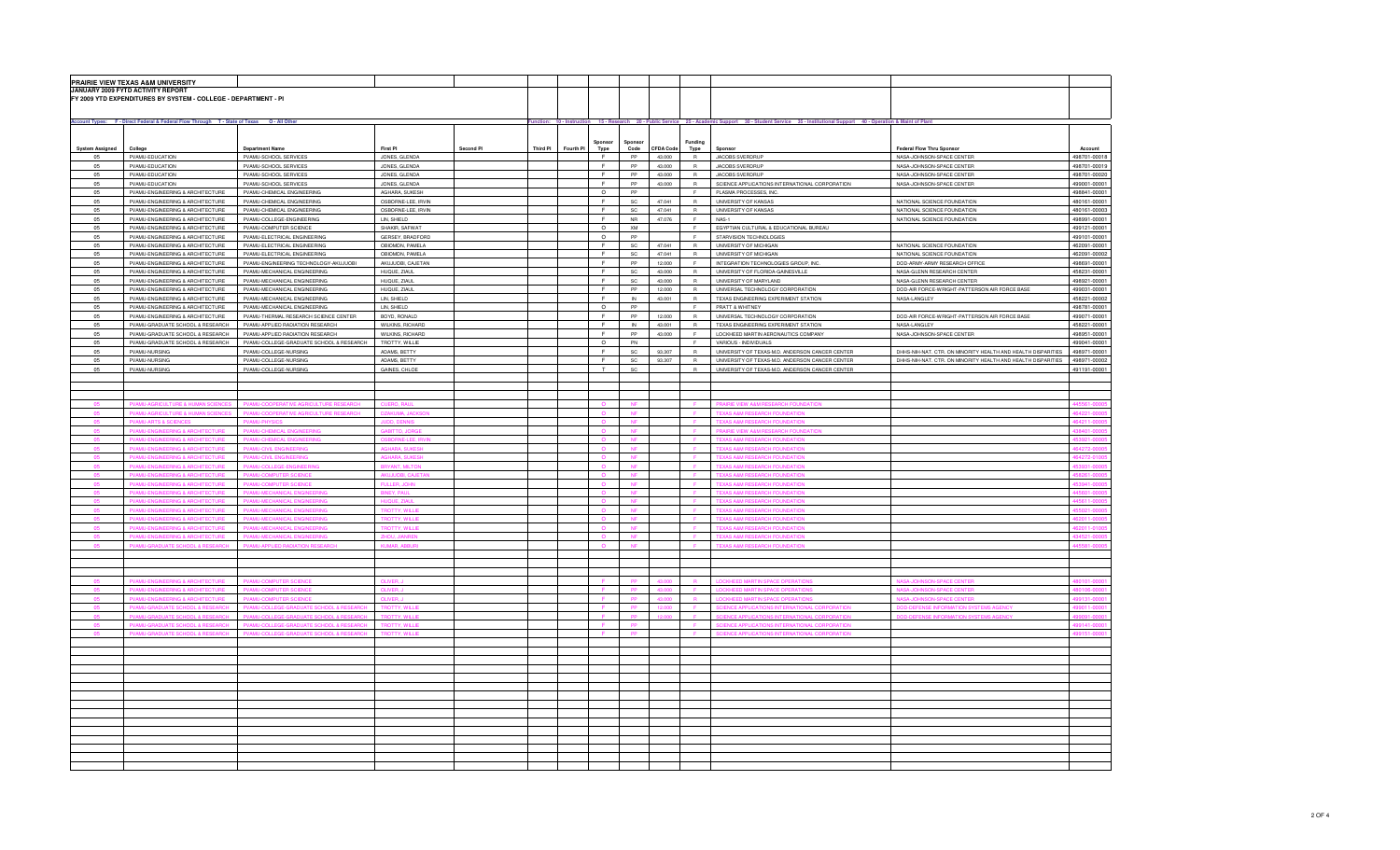# PRAIRIE VIEW TEXAS A&M UNIVERSITY
## JANUARY 2009 FYTD ACTIVITY REPORT
### FY 2009 YTD EXPENDITURES BY SYSTEM - COLLEGE - DEPARTMENT - PI

Account Types: F - Direct Federal & Federal Flow Through T - State of Texas O - All Other

Function: 10 - Instruction 15 - Research 20 - Public Service 25 - Academic Support 30 - Student Service 35 - Institutional Support 40 - Operation & Maint of Plant

| System Assigned | College | Department Name | First PI | Second PI | Third PI | Fourth PI | Sponsor Type | Sponsor Code | CFDA Code | Funding Type | Sponsor | Federal Flow Thru Sponsor | Account |
|---|---|---|---|---|---|---|---|---|---|---|---|---|---|
| 05 | PVAMU-EDUCATION | PVAMU-SCHOOL SERVICES | JONES, GLENDA | | | | F | PP | 43.000 | R | JACOBS SVERDRUP | NASA-JOHNSON SPACE CENTER | 498701-00018 |
| 05 | PVAMU-EDUCATION | PVAMU-SCHOOL SERVICES | JONES, GLENDA | | | | F | PP | 43.000 | R | JACOBS SVERDRUP | NASA-JOHNSON SPACE CENTER | 498701-00019 |
| 05 | PVAMU-EDUCATION | PVAMU-SCHOOL SERVICES | JONES, GLENDA | | | | F | PP | 43.000 | R | JACOBS SVERDRUP | NASA-JOHNSON SPACE CENTER | 498701-00020 |
| 05 | PVAMU-EDUCATION | PVAMU-SCHOOL SERVICES | JONES, GLENDA | | | | F | PP | 43.000 | R | SCIENCE APPLICATIONS INTERNATIONAL CORPORATION | NASA-JOHNSON SPACE CENTER | 499001-00001 |
| 05 | PVAMU-ENGINEERING & ARCHITECTURE | PVAMU-CHEMICAL ENGINEERING | AGHARA, SUKESH | | | | O | PP | | F | PLASMA PROCESSES, INC. | | 498841-00001 |
| 05 | PVAMU-ENGINEERING & ARCHITECTURE | PVAMU-CHEMICAL ENGINEERING | OSBORNE-LEE, IRVIN | | | | F | SC | 47.041 | R | UNIVERSITY OF KANSAS | NATIONAL SCIENCE FOUNDATION | 480161-00001 |
| 05 | PVAMU-ENGINEERING & ARCHITECTURE | PVAMU-CHEMICAL ENGINEERING | OSBORNE-LEE, IRVIN | | | | F | SC | 47.041 | R | UNIVERSITY OF KANSAS | NATIONAL SCIENCE FOUNDATION | 480161-00003 |
| 05 | PVAMU-ENGINEERING & ARCHITECTURE | PVAMU-COLLEGE-ENGINEERING | LIN, SHIELD | | | | F | NR | 47.076 | F | NAS-1 | NATIONAL SCIENCE FOUNDATION | 498991-00001 |
| 05 | PVAMU-ENGINEERING & ARCHITECTURE | PVAMU-COMPUTER SCIENCE | SHAKIR, SAFWAT | | | | O | XM | | F | EGYPTIAN CULTURAL & EDUCATIONAL BUREAU | | 499121-00001 |
| 05 | PVAMU-ENGINEERING & ARCHITECTURE | PVAMU-ELECTRICAL ENGINEERING | GERSEY, BRADFORD | | | | O | PP | | F | STARVISION TECHNOLOGIES | | 499101-00001 |
| 05 | PVAMU-ENGINEERING & ARCHITECTURE | PVAMU-ELECTRICAL ENGINEERING | OBIOMON, PAMELA | | | | F | SC | 47.041 | R | UNIVERSITY OF MICHIGAN | NATIONAL SCIENCE FOUNDATION | 462091-00001 |
| 05 | PVAMU-ENGINEERING & ARCHITECTURE | PVAMU-ELECTRICAL ENGINEERING | OBIOMON, PAMELA | | | | F | SC | 47.041 | R | UNIVERSITY OF MICHIGAN | NATIONAL SCIENCE FOUNDATION | 462091-00002 |
| 05 | PVAMU-ENGINEERING & ARCHITECTURE | PVAMU-ENGINEERING TECHNOLOGY-AKUJUOBI | AKUJUOBI, CAJETAN | | | | F | PP | 12.000 | F | INTEGRATION TECHNOLOGIES GROUP, INC. | DOD-ARMY-ARMY RESEARCH OFFICE | 498691-00001 |
| 05 | PVAMU-ENGINEERING & ARCHITECTURE | PVAMU-MECHANICAL ENGINEERING | HUQUE, ZIAUL | | | | F | SC | 43.000 | R | UNIVERSITY OF FLORIDA-GAINESVILLE | NASA-GLENN RESEARCH CENTER | 458231-00001 |
| 05 | PVAMU-ENGINEERING & ARCHITECTURE | PVAMU-MECHANICAL ENGINEERING | HUQUE, ZIAUL | | | | F | SC | 43.000 | R | UNIVERSITY OF MARYLAND | NASA-GLENN RESEARCH CENTER | 498921-00001 |
| 05 | PVAMU-ENGINEERING & ARCHITECTURE | PVAMU-MECHANICAL ENGINEERING | HUQUE, ZIAUL | | | | F | PP | 12.000 | R | UNIVERSAL TECHNOLOGY CORPORATION | DOD-AIR FORCE-WRIGHT-PATTERSON AIR FORCE BASE | 499031-00001 |
| 05 | PVAMU-ENGINEERING & ARCHITECTURE | PVAMU-MECHANICAL ENGINEERING | LIN, SHIELD | | | | F | IN | 43.001 | R | TEXAS ENGINEERING EXPERIMENT STATION | NASA-LANGLEY | 458221-00002 |
| 05 | PVAMU-ENGINEERING & ARCHITECTURE | PVAMU-MECHANICAL ENGINEERING | LIN, SHIELD | | | | O | PP | | F | PRATT & WHITNEY | | 498781-00001 |
| 05 | PVAMU-ENGINEERING & ARCHITECTURE | PVAMU-THERMAL RESEARCH SCIENCE CENTER | BOYD, RONALD | | | | F | PP | 12.000 | R | UNIVERSAL TECHNOLOGY CORPORATION | DOD-AIR FORCE-WRIGHT-PATTERSON AIR FORCE BASE | 499071-00001 |
| 05 | PVAMU-GRADUATE SCHOOL & RESEARCH | PVAMU-APPLIED RADIATION RESEARCH | WILKINS, RICHARD | | | | F | IN | 43.001 | R | TEXAS ENGINEERING EXPERIMENT STATION | NASA-LANGLEY | 458221-00001 |
| 05 | PVAMU-GRADUATE SCHOOL & RESEARCH | PVAMU-APPLIED RADIATION RESEARCH | WILKINS, RICHARD | | | | F | PP | 43.000 | F | LOCKHEED MARTIN AERONAUTICS COMPANY | NASA-JOHNSON SPACE CENTER | 498951-00001 |
| 05 | PVAMU-GRADUATE SCHOOL & RESEARCH | PVAMU-COLLEGE-GRADUATE SCHOOL & RESEARCH | TROTTY, WILLIE | | | | O | PN | | F | VARIOUS - INDIVIDUALS | | 499041-00001 |
| 05 | PVAMU-NURSING | PVAMU-COLLEGE-NURSING | ADAMS, BETTY | | | | F | SC | 93.307 | R | UNIVERSITY OF TEXAS-M.D. ANDERSON CANCER CENTER | DHHS-NIH-NAT. CTR. ON MINORITY HEALTH AND HEALTH DISPARITIES | 498971-00001 |
| 05 | PVAMU-NURSING | PVAMU-COLLEGE-NURSING | ADAMS, BETTY | | | | F | SC | 93.307 | R | UNIVERSITY OF TEXAS-M.D. ANDERSON CANCER CENTER | DHHS-NIH-NAT. CTR. ON MINORITY HEALTH AND HEALTH DISPARITIES | 498971-00002 |
| 05 | PVAMU-NURSING | PVAMU-COLLEGE-NURSING | GAINES, CHLOE | | | | T | SC | | R | UNIVERSITY OF TEXAS-M.D. ANDERSON CANCER CENTER | | 491191-00001 |

| System Assigned | College | Department Name | First PI | Second PI | Third PI | Fourth PI | Sponsor Type | Sponsor Code | CFDA Code | Funding Type | Sponsor | Federal Flow Thru Sponsor | Account |
|---|---|---|---|---|---|---|---|---|---|---|---|---|---|
| 05 | PVAMU-AGRICULTURE & HUMAN SCIENCES | PVAMU-COOPERATIVE AGRICULTURE RESEARCH | CUERO, RAUL | | | | O | NF | | F | PRAIRIE VIEW A&M RESEARCH FOUNDATION | | 448561-00005 |
| 05 | PVAMU-AGRICULTURE & HUMAN SCIENCES | PVAMU-COOPERATIVE AGRICULTURE RESEARCH | OZAWAWA, JACKSON | | | | O | NF | | F | TEXAS A&M RESEARCH FOUNDATION | | 464221-00005 |
| 05 | PVAMU-ARTS & SCIENCES | PVAMU-PHYSICS | JUDD, DENNIS | | | | O | NF | | F | TEXAS A&M RESEARCH FOUNDATION | | 464211-00005 |
| 05 | PVAMU-ENGINEERING & ARCHITECTURE | PVAMU-CHEMICAL ENGINEERING | GARITTO, JORGE | | | | O | NF | | F | PRAIRIE VIEW A&M RESEARCH FOUNDATION | | 438401-00005 |
| 05 | PVAMU-ENGINEERING & ARCHITECTURE | PVAMU-CHEMICAL ENGINEERING | OSBORNE-LEE, IRVIN | | | | O | NF | | F | TEXAS A&M RESEARCH FOUNDATION | | 453921-00005 |
| 05 | PVAMU-ENGINEERING & ARCHITECTURE | PVAMU-CIVIL ENGINEERING | AGHARA, SUKESH | | | | O | NF | | F | TEXAS A&M RESEARCH FOUNDATION | | 464272-00005 |
| 05 | PVAMU-ENGINEERING & ARCHITECTURE | PVAMU-CIVIL ENGINEERING | AGHARA, SUKESH | | | | O | NF | | F | TEXAS A&M RESEARCH FOUNDATION | | 464272-01005 |
| 05 | PVAMU-ENGINEERING & ARCHITECTURE | PVAMU-COLLEGE-ENGINEERING | BRYANT, MILTON | | | | O | NF | | F | TEXAS A&M RESEARCH FOUNDATION | | 453301-00005 |
| 05 | PVAMU-ENGINEERING & ARCHITECTURE | PVAMU-COMPUTER SCIENCE | AKUJUOBI, CAJETAN | | | | O | NF | | F | TEXAS A&M RESEARCH FOUNDATION | | 458261-00005 |
| 05 | PVAMU-ENGINEERING & ARCHITECTURE | PVAMU-COMPUTER SCIENCE | FULLER, JOHN | | | | O | NF | | F | TEXAS A&M RESEARCH FOUNDATION | | 453341-00005 |
| 05 | PVAMU-ENGINEERING & ARCHITECTURE | PVAMU-MECHANICAL ENGINEERING | BINEY, PAUL | | | | O | NF | | F | TEXAS A&M RESEARCH FOUNDATION | | 445661-00005 |
| 05 | PVAMU-ENGINEERING & ARCHITECTURE | PVAMU-MECHANICAL ENGINEERING | HUQUE, ZIAUL | | | | O | NF | | F | TEXAS A&M RESEARCH FOUNDATION | | 448611-00005 |
| 05 | PVAMU-ENGINEERING & ARCHITECTURE | PVAMU-MECHANICAL ENGINEERING | TROTTY, WILLIE | | | | O | NF | | F | TEXAS A&M RESEARCH FOUNDATION | | 455021-00005 |
| 05 | PVAMU-ENGINEERING & ARCHITECTURE | PVAMU-MECHANICAL ENGINEERING | TROTTY, WILLIE | | | | O | NF | | F | TEXAS A&M RESEARCH FOUNDATION | | 462011-00005 |
| 05 | PVAMU-ENGINEERING & ARCHITECTURE | PVAMU-MECHANICAL ENGINEERING | TROTTY, WILLIE | | | | O | NF | | F | TEXAS A&M RESEARCH FOUNDATION | | 462011-01005 |
| 05 | PVAMU-ENGINEERING & ARCHITECTURE | PVAMU-MECHANICAL ENGINEERING | ZHOU, JIANREN | | | | O | NF | | F | TEXAS A&M RESEARCH FOUNDATION | | 434521-00005 |
| 05 | PVAMU-GRADUATE SCHOOL & RESEARCH | PVAMU-APPLIED RADIATION RESEARCH | KUMAR, ABBURI | | | | O | NF | | F | TEXAS A&M RESEARCH FOUNDATION | | 448581-00005 |

| System Assigned | College | Department Name | First PI | Second PI | Third PI | Fourth PI | Sponsor Type | Sponsor Code | CFDA Code | Funding Type | Sponsor | Federal Flow Thru Sponsor | Account |
|---|---|---|---|---|---|---|---|---|---|---|---|---|---|
| 05 | PVAMU-ENGINEERING & ARCHITECTURE | PVAMU-COMPUTER SCIENCE | OLIVER, J. | | | | F | PP | 43.000 | R | LOCKHEED MARTIN SPACE OPERATIONS | NASA-JOHNSON SPACE CENTER | 480101-00001 |
| 05 | PVAMU-ENGINEERING & ARCHITECTURE | PVAMU-COMPUTER SCIENCE | OLIVER, J. | | | | F | PP | 43.000 | R | LOCKHEED MARTIN SPACE OPERATIONS | NASA-JOHNSON SPACE CENTER | 480108-00001 |
| 05 | PVAMU-ENGINEERING & ARCHITECTURE | PVAMU-COMPUTER SCIENCE | OLIVER, J. | | | | F | PP | 43.000 | R | LOCKHEED MARTIN SPACE OPERATIONS | NASA-JOHNSON SPACE CENTER | 490101-00001 |
| 05 | PVAMU-GRADUATE SCHOOL & RESEARCH | PVAMU-COLLEGE-GRADUATE SCHOOL & RESEARCH | TROTTY, WILLIE | | | | F | PP | 12.000 | R | SCIENCE APPLICATIONS INTERNATIONAL CORPORATION | DOD-DEFENSE INFORMATION SYSTEMS AGENCY | 490011-00001 |
| 05 | PVAMU-GRADUATE SCHOOL & RESEARCH | PVAMU-COLLEGE-GRADUATE SCHOOL & RESEARCH | TROTTY, WILLIE | | | | F | PP | 12.000 | F | SCIENCE APPLICATIONS INTERNATIONAL CORPORATION | DOD-DEFENSE INFORMATION SYSTEMS AGENCY | 490092-00001 |
| 05 | PVAMU-GRADUATE SCHOOL & RESEARCH | PVAMU-COLLEGE-GRADUATE SCHOOL & RESEARCH | TROTTY, WILLIE | | | | F | PP | | F | SCIENCE APPLICATIONS INTERNATIONAL CORPORATION | | 490141-00001 |
| 05 | PVAMU-GRADUATE SCHOOL & RESEARCH | PVAMU-COLLEGE-GRADUATE SCHOOL & RESEARCH | TROTTY, WILLIE | | | | F | PP | | F | SCIENCE APPLICATIONS INTERNATIONAL CORPORATION | | 490151-00001 |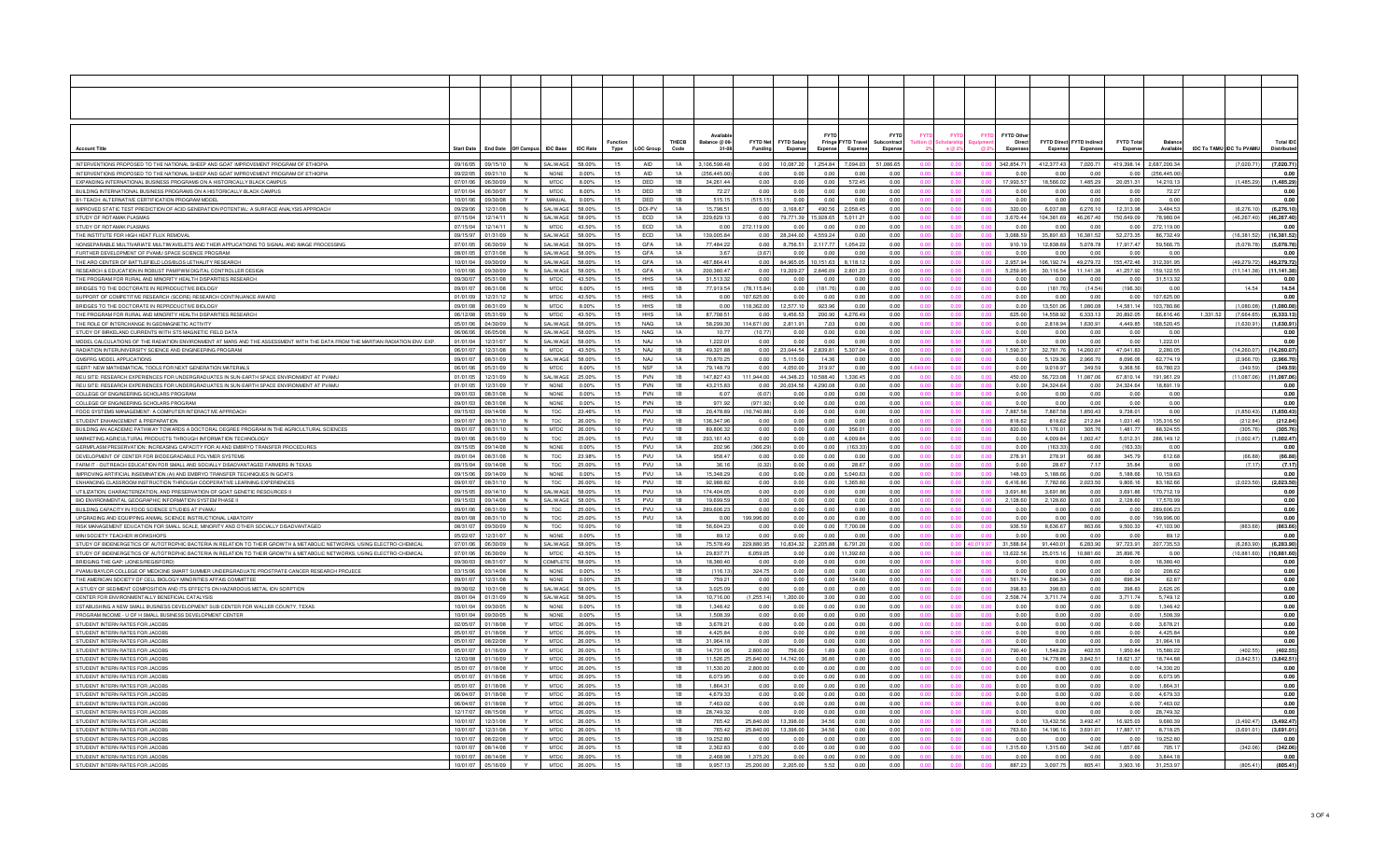| Account Title | Start Date | End Date | Off Campus | IDC Base | IDC Rate | Function Type | LOC Group | THECB Code | Available Balance @ 08-31-08 | FYTD Net Funding | FYTD Salary Expense | FYTD Fringe Expense | FYTD Travel Expense | FYTD Subcontract Expense | FYTD Tuition @ 2% | FYTD Scholarships @ 2% | FYTD Equipment @ 2% | FYTD Other Direct Expenses | FYTD Direct Expense | FYTD Indirect Expenses | FYTD Total Expense | Balance Available | IDC To TAMU | IDC To PVAMU | Total IDC Distributed |
|---|---|---|---|---|---|---|---|---|---|---|---|---|---|---|---|---|---|---|---|---|---|---|---|---|---|
| INTERVENTIONS PROPOSED TO THE NATIONAL SHEEP AND GOAT IMPROVEMENT PROGRAM OF ETHIOPIA | 09/16/05 | 09/15/10 | N | SAL/WAGE | 58.00% | 15 | AID | 1A | 3,106,598.48 | 0.00 | 10,087.20 | 1,254.84 | 7,094.03 | 51,086.65 | 0.00 | 0.00 | 0.00 | 342,854.71 | 412,377.43 | 7,020.71 | 419,398.14 | 2,687,200.34 | | (7,020.71) | (7,020.71) |
| INTERVENTIONS PROPOSED TO THE NATIONAL SHEEP AND GOAT IMPROVEMENT PROGRAM OF ETHIOPIA | 09/22/05 | 09/21/10 | N | NONE | 0.00% | 15 | AID | 1A | (256,445.00) | 0.00 | 0.00 | 0.00 | 0.00 | 0.00 | 0.00 | 0.00 | 0.00 | 0.00 | 0.00 | 0.00 | 0.00 | (256,445.00) | | | 0.00 |
| EXPANDING INTERNATIONAL BUSINESS PROGRAMS ON A HISTORICALLY BLACK CAMPUS | 07/01/06 | 06/30/09 | N | MTDC | 8.00% | 15 | DED | 1B | 34,261.44 | 0.00 | 0.00 | 0.00 | 572.45 | 0.00 | 0.00 | 0.00 | 0.00 | 17,993.57 | 18,566.02 | 1,485.29 | 20,051.31 | 14,210.13 | | (1,485.29) | (1,485.29) |
| BUILDING INTERNATIONAL BUSINESS PROGRAMS ON A HISTORICALLY BLACK CAMPUS | 07/01/07 | 06/30/07 | N | MTDC | 8.00% | 15 | DED | 1B | 72.27 | 0.00 | 0.00 | 0.00 | 0.00 | 0.00 | 0.00 | 0.00 | 0.00 | 0.00 | 0.00 | 0.00 | 0.00 | 72.27 | | | 0.00 |
| BI-TEACH: ALTERNATIVE CERTIFICATION PROGRAM MODEL | 10/01/06 | 09/30/08 | Y | MANUAL | 0.00% | 15 | DED | 1B | 515.15 | (515.15) | 0.00 | 0.00 | 0.00 | 0.00 | 0.00 | 0.00 | 0.00 | 0.00 | 0.00 | 0.00 | 0.00 | 0.00 | | | 0.00 |
| IMPROVED STATIC TEST PREDICTION OF ACID GENERATION POTENTIAL: A SURFACE ANALYSIS APPROACH | 09/29/08 | 12/31/08 | N | SAL/WAGE | 58.00% | 15 | DOI-PV | 1A | 15,798.51 | 0.00 | 3,168.87 | 490.56 | 2,058.45 | 0.00 | 0.00 | 0.00 | 0.00 | 320.00 | 6,037.88 | 6,276.10 | 12,313.98 | 3,464.53 | | (6,276.10) | (6,276.10) |
| STUDY OF ROTAMAK PLASMAS | 07/15/04 | 12/14/11 | N | SAL/WAGE | 58.00% | 15 | ECD | 1A | 229,629.13 | 0.00 | 79,771.05 | 15,929.05 | 5,011.21 | 0.00 | 0.00 | 0.00 | 0.00 | 3,670.44 | 104,381.69 | 46,267.40 | 150,649.09 | 78,980.04 | | (46,267.40) | (46,267.40) |
| STUDY OF ROTAMAK PLASMAS | 07/15/04 | 12/14/11 | N | MTDC | 43.50% | 15 | ECD | 1A | 0.00 | 272,119.00 | 0.00 | 0.00 | 0.00 | 0.00 | 0.00 | 0.00 | 0.00 | 0.00 | 0.00 | 0.00 | 0.00 | 272,119.00 | | | 0.00 |
| THE INSTITUTE FOR HIGH HEAT FLUX REMOVAL | 09/15/97 | 01/31/09 | N | SAL/WAGE | 58.00% | 15 | ECD | 1A | 139,005.84 | 0.00 | 28,344.00 | 4,559.24 | 0.00 | 0.00 | 0.00 | 0.00 | 0.00 | 3,098.59 | 35,891.83 | 16,381.52 | 52,273.35 | 86,732.49 | | (16,381.52) | (16,381.52) |
| NONSEPARABLE MULTIVARIATE MULTIWAVELETS AND THEIR APPLICATIONS TO SIGNAL AND IMAGE PROCESSING | 07/01/05 | 06/30/09 | N | SAL/WAGE | 58.00% | 15 | GFA | 1A | 77,464.22 | 0.00 | 8,756.51 | 2,117.77 | 1,054.22 | 0.00 | 0.00 | 0.00 | 0.00 | 910.19 | 12,838.69 | 5,078.78 | 17,917.47 | 59,566.75 | | (5,078.78) | (5,078.78) |
| FURTHER DEVELOPMENT OF PVAMU SPACE SCIENCE PROGRAM | 08/01/05 | 07/31/08 | N | SAL/WAGE | 58.00% | 15 | GFA | 1A | 3.67 | (3.67) | 0.00 | 0.00 | 0.00 | 0.00 | 0.00 | 0.00 | 0.00 | 0.00 | 0.00 | 0.00 | 0.00 | 0.00 | | | 0.00 |
| THE ARO CENTER OF BATTLEFIELD LOGISTICS LETHALITY RESEARCH | 10/01/04 | 09/30/09 | N | SAL/WAGE | 58.00% | 15 | GFA | 1A | 467,664.41 | 0.00 | 84,965.05 | 10,151.63 | 8,118.12 | 0.00 | 0.00 | 0.00 | 0.00 | 2,957.94 | 106,192.74 | 49,279.72 | 155,472.46 | 312,391.95 | | (49,279.72) | (49,279.72) |
| RESEARCH & EDUCATION IN ROBUST PAMPWM DIGITAL CONTROLLER DESIGN | 10/01/06 | 09/30/09 | N | SAL/WAGE | 58.00% | 15 | GFA | 1A | 200,380.47 | 0.00 | 19,209.27 | 2,846.09 | 2,601.23 | 0.00 | 0.00 | 0.00 | 0.00 | 5,259.95 | 30,116.54 | 11,141.36 | 41,257.90 | 159,122.55 | | (11,141.36) | (11,141.36) |
| THE PROGRAM FOR RURAL AND MINORITY HEALTH DISPARITIES RESEARCH | 09/30/07 | 05/31/08 | N | MTDC | 43.50% | 15 | HHS | 1A | 31,513.32 | 0.00 | 0.00 | 0.00 | 0.00 | 0.00 | 0.00 | 0.00 | 0.00 | 0.00 | 0.00 | 0.00 | 0.00 | 31,513.32 | | | 0.00 |
| BRIDGES TO THE DOCTORATE IN REPRODUCTIVE BIOLOGY | 09/01/07 | 08/31/08 | N | MTDC | 8.00% | 15 | HHS | 1B | 77,919.54 | (78,115.84) | 0.00 | (181.76) | 0.00 | 0.00 | 0.00 | 0.00 | 0.00 | 0.00 | (181.76) | (14.54) | (196.30) | 0.00 | | 14.54 | 14.54 |
| SUPPORT OF COMPETITIVE RESEARCH (SCORE) RESEARCH CONTINUANCE AWARD | 01/01/09 | 12/31/12 | N | MTDC | 43.50% | 15 | HHS | 1A | 0.00 | 107,625.00 | 0.00 | 0.00 | 0.00 | 0.00 | 0.00 | 0.00 | 0.00 | 0.00 | 0.00 | 0.00 | 0.00 | 107,625.00 | | | 0.00 |
| BRIDGES TO THE DOCTORATE IN REPRODUCTIVE BIOLOGY | 09/01/08 | 08/31/09 | N | MTDC | 8.00% | 15 | HHS | 1B | 0.00 | 118,362.00 | 12,577.10 | 923.96 | 0.00 | 0.00 | 0.00 | 0.00 | 0.00 | 0.00 | 13,501.06 | 1,080.08 | 14,581.14 | 103,780.86 | | (1,080.08) | (1,080.08) |
| THE PROGRAM FOR RURAL AND MINORITY HEALTH DISPARITIES RESEARCH | 06/12/08 | 05/31/09 | N | MTDC | 43.50% | 15 | HHS | 1A | 87,708.51 | 0.00 | 9,456.53 | 200.90 | 4,276.49 | 0.00 | 0.00 | 0.00 | 0.00 | 625.00 | 14,558.92 | 6,333.13 | 20,892.05 | 66,816.46 | 1,331.52 | (7,664.65) | (6,333.13) |
| THE ROLE OF INTERCHANGE IN GEOMAGNETIC ACTIVITY | 05/01/06 | 04/30/09 | N | SAL/WAGE | 58.00% | 15 | NAG | 1A | 58,299.30 | 114,671.00 | 2,811.91 | 7.03 | 0.00 | 0.00 | 0.00 | 0.00 | 0.00 | 0.00 | 2,818.94 | 1,630.91 | 4,449.85 | 168,520.45 | | (1,630.91) | (1,630.91) |
| STUDY OF BIRKELAND CURRENTS WITH STS MAGNETIC FIELD DATA | 06/06/06 | 06/05/08 | N | SAL/WAGE | 58.00% | 15 | NAG | 1A | 10.77 | (10.77) | 0.00 | 0.00 | 0.00 | 0.00 | 0.00 | 0.00 | 0.00 | 0.00 | 0.00 | 0.00 | 0.00 | 0.00 | | | 0.00 |
| MODEL CALCULATIONS OF THE RADIATION ENVIRONMENT AT MARS AND THE ASSESSMENT WITH THE DATA FROM THE MARTIAN RADIATION ENV. EXP. | 01/01/04 | 12/31/07 | N | SAL/WAGE | 58.00% | 15 | NAJ | 1A | 1,222.01 | 0.00 | 0.00 | 0.00 | 0.00 | 0.00 | 0.00 | 0.00 | 0.00 | 0.00 | 0.00 | 0.00 | 0.00 | 1,222.01 | | | 0.00 |
| RADIATION INTERUNIVERSITY SCIENCE AND ENGINEERING PROGRAM | 06/01/07 | 12/31/08 | N | MTDC | 43.50% | 15 | NAJ | 1B | 49,321.88 | 0.00 | 23,044.54 | 2,839.81 | 5,307.04 | 0.00 | 0.00 | 0.00 | 0.00 | 1,590.37 | 32,781.76 | 14,260.07 | 47,041.83 | 2,280.05 | | (14,260.07) | (14,260.07) |
| QMSFRG MODEL APPLICATIONS | 09/01/07 | 08/31/09 | N | SAL/WAGE | 58.00% | 15 | NAJ | 1A | 70,870.25 | 0.00 | 5,115.00 | 14.36 | 0.00 | 0.00 | 0.00 | 0.00 | 0.00 | 0.00 | 5,129.36 | 2,966.70 | 8,096.06 | 62,774.19 | | (2,966.70) | (2,966.70) |
| IGERT: NEW MATHEMATICAL TOOLS FOR NEXT GENERATION MATERIALS | 06/01/06 | 05/31/09 | N | MTDC | 8.00% | 15 | NSF | 1A | 79,148.79 | 0.00 | 4,050.00 | 319.97 | 0.00 | 0.00 | 4,649.00 | 0.00 | 0.00 | 0.00 | 9,018.97 | 349.59 | 9,368.56 | 69,780.23 | | (349.59) | (349.59) |
| REU SITE: RESEARCH EXPERIENCES FOR UNDERGRADUATES IN SUN-EARTH SPACE ENVIRONMENT AT PVAMU | 01/01/05 | 12/31/09 | N | SAL/WAGE | 25.00% | 15 | PVN | 1B | 147,827.43 | 111,944.00 | 44,348.23 | 10,588.46 | 1,336.45 | 0.00 | 0.00 | 0.00 | 0.00 | 450.00 | 56,723.08 | 11,087.06 | 67,810.14 | 191,961.29 | | (11,087.06) | (11,087.06) |
| REU SITE: RESEARCH EXPERIENCES FOR UNDERGRADUATES IN SUN-EARTH SPACE ENVIRONMENT AT PVAMU | 01/01/05 | 12/31/09 | Y | NONE | 0.00% | 15 | PVN | 1B | 43,215.83 | 0.00 | 20,034.56 | 4,290.08 | 0.00 | 0.00 | 0.00 | 0.00 | 0.00 | 0.00 | 24,324.64 | 0.00 | 24,324.64 | 18,891.19 | | | 0.00 |
| COLLEGE OF ENGINEERING SCHOLARS PROGRAM | 09/01/03 | 08/31/08 | N | NONE | 0.00% | 15 | PVN | 1B | 6.07 | (6.07) | 0.00 | 0.00 | 0.00 | 0.00 | 0.00 | 0.00 | 0.00 | 0.00 | 0.00 | 0.00 | 0.00 | 0.00 | | | 0.00 |
| COLLEGE OF ENGINEERING SCHOLARS PROGRAM | 09/01/03 | 08/31/08 | N | NONE | 0.00% | 15 | PVN | 1B | 971.92 | (971.92) | 0.00 | 0.00 | 0.00 | 0.00 | 0.00 | 0.00 | 0.00 | 0.00 | 0.00 | 0.00 | 0.00 | 0.00 | | | 0.00 |
| FOOD SYSTEMS MANAGEMENT: A COMPUTER INTERACTIVE APPROACH | 09/15/03 | 09/14/08 | N | TDC | 23.46% | 15 | PVU | 1B | 20,479.69 | (10,740.68) | 0.00 | 0.00 | 0.00 | 0.00 | 0.00 | 0.00 | 0.00 | 7,887.58 | 7,887.58 | 1,850.43 | 9,738.01 | 0.00 | | (1,850.43) | (1,850.43) |
| STUDENT ENHANCEMENT & PREPARATION | 09/01/07 | 08/31/10 | N | TDC | 26.00% | 10 | PVU | 1B | 136,347.96 | 0.00 | 0.00 | 0.00 | 0.00 | 0.00 | 0.00 | 0.00 | 0.00 | 818.62 | 818.62 | 212.84 | 1,031.46 | 135,316.50 | | (212.84) | (212.84) |
| BUILDING AN ACADEMIC PATHWAY TOWARDS A DOCTORAL DEGREE PROGRAM IN THE AGRICULTURAL SCIENCES | 09/01/07 | 08/31/10 | N | MTDC | 26.00% | 10 | PVU | 1B | 89,806.32 | 0.00 | 0.00 | 0.00 | 356.01 | 0.00 | 0.00 | 0.00 | 0.00 | 820.00 | 1,176.01 | 305.76 | 1,481.77 | 88,324.55 | | (305.76) | (305.76) |
| MARKETING AGRICULTURAL PRODUCTS THROUGH INFORMATION TECHNOLOGY | 09/01/06 | 08/31/09 | N | TDC | 25.00% | 15 | PVU | 1B | 293,161.43 | 0.00 | 0.00 | 0.00 | 4,009.84 | 0.00 | 0.00 | 0.00 | 0.00 | 0.00 | 4,009.84 | 1,002.47 | 5,012.31 | 288,149.12 | | (1,002.47) | (1,002.47) |
| GERMPLASM PRESERVATION: INCREASING CAPACITY FOR AI AND EMBRYO TRANSFER PROCEDURES | 09/15/05 | 09/14/08 | N | NONE | 0.00% | 15 | PVU | 1A | 202.96 | (366.29) | 0.00 | 0.00 | (163.33) | 0.00 | 0.00 | 0.00 | 0.00 | 0.00 | (163.33) | 0.00 | (163.33) | 0.00 | | | 0.00 |
| DEVELOPMENT OF CENTER FOR BIODEGRADABLE POLYMER SYSTEMS | 09/01/04 | 08/31/08 | N | TDC | 23.98% | 15 | PVU | 1A | 958.47 | 0.00 | 0.00 | 0.00 | 0.00 | 0.00 | 0.00 | 0.00 | 0.00 | 278.91 | 278.91 | 66.88 | 345.79 | 612.68 | | (66.88) | (66.88) |
| FARM IT · OUTREACH EDUCATION FOR SMALL AND SOCIALLY DISADVANTAGED FARMERS IN TEXAS | 09/15/04 | 09/14/08 | N | TDC | 25.00% | 15 | PVU | 1A | 36.16 | (0.32) | 0.00 | 0.00 | 28.67 | 0.00 | 0.00 | 0.00 | 0.00 | 0.00 | 28.67 | 7.17 | 35.84 | 0.00 | | (7.17) | (7.17) |
| IMPROVING ARTIFICIAL INSEMINATION (AI) AND EMBRYO TRANSFER TECHNIQUES IN GOATS | 09/15/06 | 09/14/09 | N | NONE | 0.00% | 15 | PVU | 1A | 15,348.29 | 0.00 | 0.00 | 0.00 | 5,040.63 | 0.00 | 0.00 | 0.00 | 0.00 | 148.03 | 5,188.66 | 0.00 | 5,188.66 | 10,159.63 | | | 0.00 |
| ENHANCING CLASSROOM INSTRUCTION THROUGH COOPERATIVE LEARNING EXPERIENCES | 09/01/07 | 08/31/10 | N | TDC | 26.00% | 10 | PVU | 1B | 92,988.82 | 0.00 | 0.00 | 0.00 | 1,365.80 | 0.00 | 0.00 | 0.00 | 0.00 | 6,416.86 | 7,782.66 | 2,023.50 | 9,806.16 | 83,182.66 | | (2,023.50) | (2,023.50) |
| UTILIZATION, CHARACTERIZATION, AND PRESERVATION OF GOAT GENETIC RESOURCES II | 09/15/05 | 09/14/10 | N | SAL/WAGE | 58.00% | 15 | PVU | 1B | 174,404.05 | 0.00 | 0.00 | 0.00 | 0.00 | 0.00 | 0.00 | 0.00 | 0.00 | 3,691.86 | 3,691.86 | 0.00 | 3,691.86 | 170,712.19 | | | 0.00 |
| BIO ENVIRONMENTAL GEOGRAPHIC INFORMATION SYSTEM PHASE II | 09/15/03 | 09/14/08 | N | SAL/WAGE | 58.00% | 15 | PVU | 1B | 19,699.59 | 0.00 | 0.00 | 0.00 | 0.00 | 0.00 | 0.00 | 0.00 | 0.00 | 2,128.60 | 2,128.60 | 0.00 | 2,128.60 | 17,570.99 | | | 0.00 |
| BUILDING CAPACITY IN FOOD SCIENCE STUDIES AT PVAMU | 09/01/06 | 08/31/09 | N | TDC | 25.00% | 15 | PVU | 1A | 289,606.23 | 0.00 | 0.00 | 0.00 | 0.00 | 0.00 | 0.00 | 0.00 | 0.00 | 0.00 | 0.00 | 0.00 | 0.00 | 289,606.23 | | | 0.00 |
| UPGRADING AND EQUIPPING ANIMAL SCIENCE INSTRUCTIONAL LABATORY | 09/01/08 | 08/31/10 | N | TDC | 25.00% | 15 | PVU | 1A | 0.00 | 199,996.00 | 0.00 | 0.00 | 0.00 | 0.00 | 0.00 | 0.00 | 0.00 | 0.00 | 0.00 | 0.00 | 0.00 | 199,996.00 | | | 0.00 |
| RISK MANAGEMENT EDUCATION FOR SMALL SCALE, MINORITY AND OTHER SOCIALLY DISADVANTAGED | 08/31/07 | 09/30/09 | N | TDC | 10.00% | 10 | PVU | 1B | 56,604.23 | 0.00 | 0.00 | 0.00 | 7,700.00 | 0.00 | 0.00 | 0.00 | 0.00 | 936.57 | 8,636.67 | 863.66 | 9,500.33 | 47,103.90 | | (863.66) | (863.66) |
| MINISOCIETY TEACHER WORKSHOPS | 05/20/97 | 12/31/07 | N | NONE | 0.00% | 15 | | 1B | 89.12 | 0.00 | 0.00 | 0.00 | 0.00 | 0.00 | 0.00 | 0.00 | 0.00 | 0.00 | 0.00 | 0.00 | 0.00 | 89.12 | | | 0.00 |
| STUDY OF BIOENERGETICS OF AUTOTROPHIC BACTERIA IN RELATION TO THEIR GROWTH & METABOLIC NETWORKS, USING ELECTRO-CHEMICAL | 07/01/06 | 06/30/09 | N | SAL/WAGE | 58.00% | 15 | | 1A | 75,579.49 | 229,880.28 | 10,834.32 | 2,205.88 | 6,791.20 | 0.00 | 0.00 | 0.00 | 40,019.97 | 31,588.64 | 91,440.01 | 6,283.90 | 97,723.91 | 207,735.53 | | (6,283.90) | (6,283.90) |
| STUDY OF BIOENERGETICS OF AUTOTROPHIC BACTERIA IN RELATION TO THEIR GROWTH & METABOLIC NETWORKS, USING ELECTRO-CHEMICAL | 07/01/06 | 06/30/09 | N | MTDC | 43.50% | 15 | | 1A | 29,837.71 | 6,059.05 | 0.00 | 0.00 | 11,392.60 | 0.00 | 0.00 | 0.00 | 0.00 | 13,622.55 | 25,015.15 | 10,881.60 | 35,896.75 | 0.00 | | (10,881.60) | (10,881.60) |
| BRIDGING THE GAP: (JONES/REGISFORD) | 09/30/03 | 08/31/07 | N | COMPLETE | 58.00% | 15 | | 1B | 18,380.40 | 0.00 | 0.00 | 0.00 | 0.00 | 0.00 | 0.00 | 0.00 | 0.00 | 0.00 | 0.00 | 0.00 | 0.00 | 18,380.40 | | | 0.00 |
| PVAMU/BAYLOR COLLEGE OF MEDICINE SMART SUMMER UNDERGRADUATE PROSTRATE CANCER RESEARCH PROJECE | 03/15/08 | 03/14/08 | N | NONE | 0.00% | 15 | | 1B | (116.13) | 324.75 | 0.00 | 0.00 | 0.00 | 0.00 | 0.00 | 0.00 | 0.00 | 0.00 | 0.00 | 0.00 | 0.00 | 208.62 | | | 0.00 |
| THE AMERICAN SOCIETY OF CELL BIOLOGY MINORITIES AFFAIS COMMITTEE | 09/01/07 | 12/31/08 | N | NONE | 0.00% | 25 | | 1B | 759.21 | 0.00 | 0.00 | 0.00 | 134.60 | 0.00 | 0.00 | 0.00 | 0.00 | 561.74 | 696.34 | 0.00 | 696.34 | 62.87 | | | 0.00 |
| A STUDY OF SEDIMENT COMPOSITION AND ITS EFFECTS ON HAZARDOUS METAL ION SORPTION | 09/30/02 | 10/31/08 | N | SAL/WAGE | 58.00% | 15 | | 1A | 3,025.09 | 0.00 | 0.00 | 0.00 | 0.00 | 0.00 | 0.00 | 0.00 | 0.00 | 398.83 | 398.83 | 0.00 | 398.83 | 2,626.26 | | | 0.00 |
| CENTER FOR ENVIRONMENTALLY BENEFICIAL CATALYSIS | 09/01/04 | 01/31/09 | N | SAL/WAGE | 58.00% | 15 | | 1A | 10,716.00 | (1,255.14) | 1,200.00 | 3.00 | 0.00 | 0.00 | 0.00 | 0.00 | 0.00 | 2,508.74 | 3,711.74 | 0.00 | 3,711.74 | 5,749.12 | | | 0.00 |
| ESTABLISHING A NEW SMALL BUSINESS DEVELOPMENT SUB-CENTER FOR WALLER COUNTY, TEXAS | 10/01/04 | 09/30/05 | N | NONE | 0.00% | 15 | | 1B | 1,348.42 | 0.00 | 0.00 | 0.00 | 0.00 | 0.00 | 0.00 | 0.00 | 0.00 | 0.00 | 0.00 | 0.00 | 0.00 | 1,348.42 | | | 0.00 |
| PROGRAM INCOME - U OF H SMALL BUSINESS DEVELOPMENT CENTER | 10/01/04 | 09/30/05 | N | NONE | 0.00% | 15 | | 1A | 1,508.39 | 0.00 | 0.00 | 0.00 | 0.00 | 0.00 | 0.00 | 0.00 | 0.00 | 0.00 | 0.00 | 0.00 | 0.00 | 1,508.39 | | | 0.00 |
| STUDENT INTERN RATES FOR JACOBS | 02/05/07 | 01/18/08 | Y | MTDC | 26.00% | 15 | | 1B | 3,678.21 | 0.00 | 0.00 | 0.00 | 0.00 | 0.00 | 0.00 | 0.00 | 0.00 | 0.00 | 0.00 | 0.00 | 0.00 | 3,678.21 | | | 0.00 |
| STUDENT INTERN RATES FOR JACOBS | 05/01/07 | 01/18/08 | Y | MTDC | 26.00% | 15 | | 1B | 4,425.84 | 0.00 | 0.00 | 0.00 | 0.00 | 0.00 | 0.00 | 0.00 | 0.00 | 0.00 | 0.00 | 0.00 | 0.00 | 4,425.84 | | | 0.00 |
| STUDENT INTERN RATES FOR JACOBS | 05/01/07 | 08/22/08 | Y | MTDC | 26.00% | 15 | | 1B | 31,964.18 | 0.00 | 0.00 | 0.00 | 0.00 | 0.00 | 0.00 | 0.00 | 0.00 | 0.00 | 0.00 | 0.00 | 0.00 | 31,964.18 | | | 0.00 |
| STUDENT INTERN RATES FOR JACOBS | 05/01/07 | 01/16/09 | Y | MTDC | 26.00% | 15 | | 1B | 14,731.06 | 2,800.00 | 756.00 | 1.89 | 0.00 | 0.00 | 0.00 | 0.00 | 0.00 | 790.40 | 1,548.29 | 402.55 | 1,950.84 | 15,580.22 | | (402.55) | (402.55) |
| STUDENT INTERN RATES FOR JACOBS | 12/03/08 | 01/16/09 | Y | MTDC | 26.00% | 15 | | 1B | 11,526.25 | 25,840.00 | 14,742.00 | 36.86 | 0.00 | 0.00 | 0.00 | 0.00 | 0.00 | 0.00 | 14,778.86 | 3,842.51 | 18,621.37 | 18,744.88 | | (3,842.51) | (3,842.51) |
| STUDENT INTERN RATES FOR JACOBS | 05/01/07 | 01/16/08 | Y | MTDC | 26.00% | 15 | | 1B | 11,530.20 | 2,800.00 | 0.00 | 0.00 | 0.00 | 0.00 | 0.00 | 0.00 | 0.00 | 0.00 | 0.00 | 0.00 | 0.00 | 14,330.20 | | | 0.00 |
| STUDENT INTERN RATES FOR JACOBS | 05/01/07 | 01/18/08 | Y | MTDC | 26.00% | 15 | | 1B | 6,073.95 | 0.00 | 0.00 | 0.00 | 0.00 | 0.00 | 0.00 | 0.00 | 0.00 | 0.00 | 0.00 | 0.00 | 0.00 | 6,073.95 | | | 0.00 |
| STUDENT INTERN RATES FOR JACOBS | 05/01/07 | 01/18/08 | Y | MTDC | 26.00% | 15 | | 1B | 1,864.31 | 0.00 | 0.00 | 0.00 | 0.00 | 0.00 | 0.00 | 0.00 | 0.00 | 0.00 | 0.00 | 0.00 | 0.00 | 1,864.31 | | | 0.00 |
| STUDENT INTERN RATES FOR JACOBS | 06/04/07 | 01/18/08 | Y | MTDC | 26.00% | 15 | | 1B | 4,679.33 | 0.00 | 0.00 | 0.00 | 0.00 | 0.00 | 0.00 | 0.00 | 0.00 | 0.00 | 0.00 | 0.00 | 0.00 | 4,679.33 | | | 0.00 |
| STUDENT INTERN RATES FOR JACOBS | 06/04/07 | 01/18/08 | Y | MTDC | 26.00% | 15 | | 1B | 7,463.02 | 0.00 | 0.00 | 0.00 | 0.00 | 0.00 | 0.00 | 0.00 | 0.00 | 0.00 | 0.00 | 0.00 | 0.00 | 7,463.02 | | | 0.00 |
| STUDENT INTERN RATES FOR JACOBS | 12/17/07 | 08/15/08 | Y | MTDC | 26.00% | 15 | | 1B | 28,749.32 | 0.00 | 0.00 | 0.00 | 0.00 | 0.00 | 0.00 | 0.00 | 0.00 | 0.00 | 0.00 | 0.00 | 0.00 | 28,749.32 | | | 0.00 |
| STUDENT INTERN RATES FOR JACOBS | 10/01/07 | 12/31/08 | Y | MTDC | 26.00% | 15 | | 1B | 765.42 | 25,840.00 | 13,398.00 | 34.56 | 0.00 | 0.00 | 0.00 | 0.00 | 0.00 | 0.00 | 13,432.56 | 3,492.47 | 16,925.03 | 9,680.39 | | (3,492.47) | (3,492.47) |
| STUDENT INTERN RATES FOR JACOBS | 10/01/07 | 12/31/08 | Y | MTDC | 26.00% | 15 | | 1B | 765.42 | 25,840.00 | 13,398.00 | 34.56 | 0.00 | 0.00 | 0.00 | 0.00 | 0.00 | 763.60 | 14,196.16 | 3,691.01 | 17,887.17 | 8,718.25 | | (3,691.01) | (3,691.01) |
| STUDENT INTERN RATES FOR JACOBS | 10/01/07 | 08/22/08 | Y | MTDC | 26.00% | 15 | | 1B | 19,252.60 | 0.00 | 0.00 | 0.00 | 0.00 | 0.00 | 0.00 | 0.00 | 0.00 | 0.00 | 0.00 | 0.00 | 0.00 | 19,252.60 | | | 0.00 |
| STUDENT INTERN RATES FOR JACOBS | 10/01/07 | 08/14/08 | Y | MTDC | 26.00% | 15 | | 1B | 2,362.83 | 0.00 | 0.00 | 0.00 | 0.00 | 0.00 | 0.00 | 0.00 | 0.00 | 1,315.60 | 1,315.60 | 342.06 | 1,657.66 | 705.17 | | (342.06) | (342.06) |
| STUDENT INTERN RATES FOR JACOBS | 10/01/07 | 08/14/08 | Y | MTDC | 26.00% | 15 | | 1B | 2,468.98 | 1,375.20 | 0.00 | 0.00 | 0.00 | 0.00 | 0.00 | 0.00 | 0.00 | 0.00 | 0.00 | 0.00 | 0.00 | 3,844.18 | | | 0.00 |
| STUDENT INTERN RATES FOR JACOBS | 10/01/07 | 05/16/09 | Y | MTDC | 26.00% | 15 | | 1B | 9,957.13 | 25,200.00 | 2,205.00 | 5.52 | 0.00 | 0.00 | 0.00 | 0.00 | 0.00 | 887.23 | 3,097.75 | 805.41 | 3,903.16 | 31,253.97 | | (805.41) | (805.41) |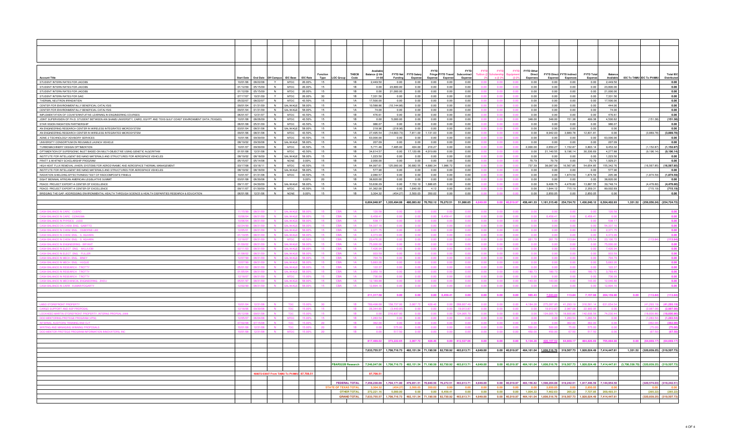| Account Title | Start Date | End Date | Off Campus | IDC Base | IDC Rate | Function Type | LOC Group | THECB Code | Available Balance @ 08-31-08 | FYTD Net Funding | FYTD Salary Expense | FYTD Fringe Expense | FYTD Travel Expense | FYTD Subcontract Expense | FYTD Tuition @ 2% | FYTD Scholarship s @ 2% | FYTD Equipment @ 2% | FYTD Other Direct Expenses | FYTD Direct Expense | FYTD Indirect Expenses | FYTD Total Expense | Balance Available | IDC To TAMU | IDC To PVAMU | Total IDC Distributed |
|---|---|---|---|---|---|---|---|---|---|---|---|---|---|---|---|---|---|---|---|---|---|---|---|---|---|
| STUDENT INTERN RATES FOR JACOBS | 10/01/06 | 08/22/08 | Y | MTDC | 26.00% | 15 | | 1B | 2,449.50 | 0.00 | 0.00 | 0.00 | 0.00 | 0.00 | 0.00 | 0.00 | 0.00 | 0.00 | 0.00 | 0.00 | 0.00 | 2,449.50 | | | 0.00 |
| STUDENT INTERN RATES FOR JACOBS | 01/12/09 | 05/15/09 | N | MTDC | 26.00% | 15 | | 1B | 0.00 | 23,800.00 | 0.00 | 0.00 | 0.00 | 0.00 | 0.00 | 0.00 | 0.00 | 0.00 | 0.00 | 0.00 | 0.00 | 23,800.00 | | | 0.00 |
| STUDENT INTERN RATES FOR JACOBS | 01/12/09 | 05/15/09 | N | MTDC | 26.00% | 15 | | 1B | 0.00 | 21,000.00 | 0.00 | 0.00 | 0.00 | 0.00 | 0.00 | 0.00 | 0.00 | 0.00 | 0.00 | 0.00 | 0.00 | 21,000.00 | | | 0.00 |
| STUDENT INTERN RATES FOR SAIC | 07/17/07 | 10/31/09 | Y | MTDC | 26.00% | 30 | | 1B | 7,331.56 | 0.00 | 0.00 | 0.00 | 0.00 | 0.00 | 0.00 | 0.00 | 0.00 | 0.00 | 0.00 | 0.00 | 0.00 | 7,331.56 | | | 0.00 |
| THERMAL NEUTRON IRRADIATION | 05/22/07 | 08/22/07 | N | MTDC | 43.50% | 15 | | 1A | 17,500.00 | 0.00 | 0.00 | 0.00 | 0.00 | 0.00 | 0.00 | 0.00 | 0.00 | 0.00 | 0.00 | 0.00 | 0.00 | 17,500.00 | | | 0.00 |
| CENTER FOR ENVIRONMENTALLY BENEFICIAL CATALYSIS | 09/01/04 | 01/31/09 | N | SAL/WAGE | 58.00% | 15 | | 1A | 10,588.86 | (10,144.86) | 0.00 | 0.00 | 0.00 | 0.00 | 0.00 | 0.00 | 0.00 | 0.00 | 0.00 | 0.00 | 0.00 | 444.00 | | | 0.00 |
| CENTER FOR ENVIRONMENTALLY BENEFICIAL CATALYSIS | 09/01/04 | 01/31/09 | N | SAL/WAGE | 58.00% | 15 | | 1A | 74.00 | 0.00 | 0.00 | 0.00 | 0.00 | 0.00 | 0.00 | 0.00 | 0.00 | 0.00 | 0.00 | 0.00 | 0.00 | 74.00 | | | 0.00 |
| IMPLEMENTATION OF COUNTERINTUITIVE LEARNING IN ENGINEERING COURSES | 06/01/07 | 12/31/07 | N | MTDC | 43.50% | 15 | | 1A | 476.61 | 0.00 | 0.00 | 0.00 | 0.00 | 0.00 | 0.00 | 0.00 | 0.00 | 0.00 | 0.00 | 0.00 | 0.00 | 476.61 | | | 0.00 |
| JOINT SUPERVISION OF PH.D. STUDENT BETWEEN AIN SHAMS UNIVERSITY, CAIRO, EGYPT AND TEXS GULF COAST ENVIRONMENT DATA (TEXGED) | 10/01/08 | 08/26/09 | N | MTDC | 43.50% | 15 | | 1B | 0.00 | 5,000.00 | 0.00 | 0.00 | 0.00 | 0.00 | 0.00 | 0.00 | 0.00 | 348.00 | 348.00 | 151.38 | 499.38 | 4,500.62 | | (151.38) | (151.38) |
| STAR VISION RADIATION PARTNERSHIP | 06/01/08 | 05/31/09 | N | MTDC | 43.50% | 15 | | 1A | 986.07 | 0.00 | 0.00 | 0.00 | 0.00 | 0.00 | 0.00 | 0.00 | 0.00 | 0.00 | 0.00 | 0.00 | 0.00 | 986.07 | | | 0.00 |
| AN ENGINEERING RESEARCH CENTER IN WIRELESS INTEGRATED MICROSYSTEM | 03/01/04 | 08/31/08 | N | SAL/WAGE | 58.00% | 15 | | 1A | 218.96 | (218.96) | 0.00 | 0.00 | 0.00 | 0.00 | 0.00 | 0.00 | 0.00 | 0.00 | 0.00 | 0.00 | 0.00 | 0.00 | | | 0.00 |
| AN ENGINEERING RESEARCH CENTER IN WIRELESS INTEGRATED MICROSYSTEM | 09/01/06 | 08/31/08 | N | MTDC | 43.50% | 15 | | 1A | 27,495.54 | (14,663.73) | 7,811.00 | 1,131.03 | 0.00 | 0.00 | 0.00 | 0.00 | 0.00 | 0.00 | 8,942.03 | 3,889.78 | 12,831.81 | 0.00 | | (3,889.78) | (3,889.78) |
| ADMC 2 TECHNOLOGY ADVISORY SERVICES | 10/01/06 | 09/30/09 | N | MTDC | 43.50% | 15 | | 1A | 63,000.00 | 0.00 | 0.00 | 0.00 | 0.00 | 0.00 | 0.00 | 0.00 | 0.00 | 0.00 | 0.00 | 0.00 | 0.00 | 63,000.00 | | | 0.00 |
| UNIVERSITY CONSORTIUM ON REUSABLE LAUNCH VEHICLE | 08/19/02 | 09/30/08 | N | SAL/WAGE | 58.00% | 15 | | 1A | 207.09 | 0.00 | 0.00 | 0.00 | 0.00 | 0.00 | 0.00 | 0.00 | 0.00 | 0.00 | 0.00 | 0.00 | 0.00 | 207.09 | | | 0.00 |
| TURBOMACHINERY DESIGN OPTIMIZATION | 10/01/07 | 09/30/09 | N | MTDC | 43.50% | 15 | | 1B | 5,771.46 | 7,485.00 | 434.00 | 216.27 | 0.00 | 0.00 | 0.00 | 0.00 | 0.00 | 2,000.00 | 2,650.27 | 1,152.87 | 3,803.14 | 9,453.32 | | (1,152.87) | (1,152.87) |
| OPTIMIZATION OF SUPERSONIC INLET BASED ON MULTI OBJECTIVE USING GENETIC ALGORITHM | 01/01/08 | 12/31/08 | N | MTDC | 43.50% | 15 | | 1B | 34,614.57 | 0.00 | 17,120.66 | 4,019.89 | 0.00 | 0.00 | 0.00 | 0.00 | 0.00 | 0.00 | 21,140.55 | 9,196.14 | 30,336.69 | 4,277.88 | | (9,196.14) | (9,196.14) |
| INSTITUTE FOR INTELLIGENT BIO NANO MATERIALS AND STRUCTURES FOR AEROSPACE VEHICLES | 08/19/02 | 08/18/09 | N | SAL/WAGE | 58.00% | 15 | | 1A | 1,223.50 | 0.00 | 0.00 | 0.00 | 0.00 | 0.00 | 0.00 | 0.00 | 0.00 | 0.00 | 0.00 | 0.00 | 0.00 | 1,223.50 | | | 0.00 |
| PRATT & WHITNEY SCHOLARSHIP PROGRAM | 05/15/07 | 05/14/08 | N | NONE | 0.00% | 15 | | 1B | 2,000.00 | 0.00 | 0.00 | 0.00 | 0.00 | 0.00 | 0.00 | 0.00 | 0.00 | 70.79 | 70.79 | 0.00 | 70.79 | 1,929.21 | | | 0.00 |
| HIGH HEAT FLUX REMOVAL (HHER) SYSTEMS FOR AERODYNAMIC AND AEROSPACE THERMAL MANAGEMENT | 03/17/08 | 03/16/11 | N | MTDC | 43.50% | 15 | | 1A | 84,997.61 | 125,000.00 | 30,682.55 | 4,680.34 | 1,986.72 | 0.00 | 0.00 | 0.00 | 0.00 | 737.39 | 38,087.00 | 16,567.85 | 54,654.85 | 155,342.76 | | (16,567.85) | (16,567.85) |
| INSTITUTE FOR INTELLIGENT BIO NANO MATERIALS AND STRUCTURES FOR AEROSPACE VEHICLES | 08/19/02 | 08/18/09 | N | SAL/WAGE | 58.00% | 15 | | 1A | 577.90 | 0.00 | 0.00 | 0.00 | 0.00 | 0.00 | 0.00 | 0.00 | 0.00 | 0.00 | 0.00 | 0.00 | 0.00 | 577.90 | | | 0.00 |
| RADIATION SHIELDING EFFECTIVENESS TEST OF RADCOMPOSITE PANELS | 10/01/07 | 01/31/08 | N | MTDC | 43.50% | 15 | | 1A | 2,080.57 | 0.00 | 0.00 | 0.00 | 0.00 | 0.00 | 0.00 | 0.00 | 0.00 | 0.00 | 0.00 | 1,874.59 | 1,874.59 | 205.98 | | (1,874.59) | (1,874.59) |
| EIGHT BIENNIAL AFRICAN AMERICAN LEGISLATIVE SUMMIT | 03/01/08 | 06/30/08 | N | | 0.00% | 20 | | 1B | 38,620.00 | 0.00 | 0.00 | 0.00 | 0.00 | 0.00 | 0.00 | 0.00 | 0.00 | 0.00 | 0.00 | 0.00 | 0.00 | 38,620.00 | | | 0.00 |
| PEACE: PROJECT EXPORT-A CENTER OF EXCELLENCE | 09/11/07 | 04/30/09 | N | SAL/WAGE | 58.00% | 15 | | 1A | 53,636.29 | 0.00 | 7,722.10 | 1,686.65 | 0.00 | 0.00 | 0.00 | 0.00 | 0.00 | 0.00 | 9,408.75 | 4,478.80 | 13,887.55 | 39,748.74 | | (4,478.80) | (4,478.80) |
| PEACE: PROJECT EXPORT-A CENTER OF EXCELLENCE | 09/11/07 | 01/30/09 | N | MTDC | 43.50% | 15 | | 1A | 91,362.00 | 0.00 | 1,640.00 | 4.12 | 0.00 | 0.00 | 0.00 | 0.00 | 0.00 | 0.00 | 1,644.12 | 715.19 | 2,359.31 | 89,002.69 | | (715.19) | (715.19) |
| BRIDGING THE GAP: ADDRESSING ENVIRONMENTAL HEALTH THROUGH SCIENCE & HEALTH DISPARITIES RESEARCH & EDUCATION | 06/01/06 | 12/31/06 | N | NONE | 0.00% | 15 | | 1B | 3,304.32 | (454.27) | 2,500.03 | 350.02 | 0.00 | 0.00 | 0.00 | 0.00 | 0.00 | 0.00 | 2,850.05 | 0.00 | 2,850.05 | 0.00 | | | 0.00 |
| | | | | | | | | | 6,604,948.97 | 1,335,494.08 | 480,083.82 | 70,762.12 | 76,272.51 | 51,086.65 | 4,649.00 | 0.00 | 40,019.97 | 458,441.33 | 1,181,315.40 | 254,724.72 | 1,436,040.12 | 6,504,402.93 | 1,331.52 | (256,056.24) | (254,724.72) |
| CASH BALANCE IN CARC - CUERO | 11/10/99 | 08/31/09 | Y | SAL/WAGE | 58.00% | 15 | CBA | 1A | 120.59 | 0.00 | 0.00 | 0.00 | 0.00 | 0.00 | 0.00 | 0.00 | 0.00 | 0.00 | 0.00 | 0.00 | 0.00 | 120.59 | | | 0.00 |
| CASH BALANCE IN CARC - DZAKUMA | 10/06/04 | 08/31/09 | N | SAL/WAGE | 58.00% | 15 | CBA | 1A | 6,458.41 | 0.00 | 0.00 | 0.00 | 6,458.41 | 0.00 | 0.00 | 0.00 | 0.00 | 0.00 | 6,458.41 | 0.00 | 6,458.41 | 0.00 | | | 0.00 |
| CASH BALANCE IN PHYSICS - JUDD | 10/06/04 | 08/31/09 | N | SAL/WAGE | 58.00% | 15 | CBA | 1A | 538.17 | 0.00 | 0.00 | 0.00 | 0.00 | 0.00 | 0.00 | 0.00 | 0.00 | 0.00 | 0.00 | 0.00 | 0.00 | 538.17 | | | 0.00 |
| CASH BALANCE IN CHEM. ENG. - GABITTO | 02/24/99 | 08/31/09 | N | SAL/WAGE | 58.00% | 15 | CBA | 1A | 54,337.10 | 0.00 | 0.00 | 0.00 | 0.00 | 0.00 | 0.00 | 0.00 | 0.00 | 0.00 | 0.00 | 0.00 | 0.00 | 54,337.10 | | | 0.00 |
| CASH BALANCE IN CHEM. ENG. - OSBORNE-LEE | 12/05/01 | 08/31/09 | N | SAL/WAGE | 58.00% | 15 | CBA | 1A | 2,371.75 | 0.00 | 0.00 | 0.00 | 0.00 | 0.00 | 0.00 | 0.00 | 0.00 | 0.00 | 0.00 | 0.00 | 0.00 | 2,371.75 | | | 0.00 |
| CASH BALANCE IN CHEM. ENG. - S. AGHARA | 01/19/05 | 08/31/09 | N | SAL/WAGE | 58.00% | 15 | CBA | 1A | 4,373.89 | 0.00 | 0.00 | 0.00 | 0.00 | 0.00 | 0.00 | 0.00 | 0.00 | 0.00 | 0.00 | 0.00 | 0.00 | 4,373.89 | | | 0.00 |
| CASH BALANCE IN CHEM. ENG. - S. AGHARA | 12/18/07 | 08/31/09 | N | MTDC | 43.50% | 15 | CBA | 1A | 23,476.20 | 0.00 | 0.00 | 0.00 | 0.00 | 0.00 | 0.00 | 0.00 | 0.00 | 261.75 | 261.75 | 113.64 | 375.39 | 23,100.81 | | (113.64) | (113.64) |
| CASH BALANCE IN ENGINEERING - BRYANT | 01/09/02 | 08/31/09 | N | SAL/WAGE | 58.00% | 15 | CBA | 1A | 75,090.00 | 0.00 | 0.00 | 0.00 | 0.00 | 0.00 | 0.00 | 0.00 | 0.00 | 0.00 | 0.00 | 0.00 | 0.00 | 75,090.00 | | | 0.00 |
| CASH BALANCE IN ELECT. ENG. - AKUJUOBI | 02/11/03 | 08/31/09 | N | SAL/WAGE | 58.00% | 15 | CBA | 1A | 7,426.94 | 0.00 | 0.00 | 0.00 | 0.00 | 0.00 | 0.00 | 0.00 | 0.00 | 0.00 | 0.00 | 0.00 | 0.00 | 7,426.94 | | | 0.00 |
| CASH BALANCE IN ELECT. ENG. - FULLER | 01/08/02 | 08/31/09 | N | SAL/WAGE | 58.00% | 15 | CBA | 1A | 933.59 | 0.00 | 0.00 | 0.00 | 0.00 | 0.00 | 0.00 | 0.00 | 0.00 | 0.00 | 0.00 | 0.00 | 0.00 | 933.59 | | | 0.00 |
| CASH BALANCE IN MECH. ENG. - BINEY | 12/07/99 | 08/31/09 | N | SAL/WAGE | 58.00% | 15 | CBA | 1A | 784.79 | 0.00 | 0.00 | 0.00 | 0.00 | 0.00 | 0.00 | 0.00 | 0.00 | 0.00 | 0.00 | 0.00 | 0.00 | 784.79 | | | 0.00 |
| CASH BALANCE IN MECH. ENG. - HUQUE | 12/07/99 | 08/31/09 | N | SAL/WAGE | 58.00% | 15 | CBA | 1A | 5,663.26 | 0.00 | 0.00 | 0.00 | 0.00 | 0.00 | 0.00 | 0.00 | 0.00 | 0.00 | 0.00 | 0.00 | 0.00 | 5,663.26 | | | 0.00 |
| CASH BALANCE IN RESEARCH - TROTTY | 05/01/02 | 08/31/09 | N | SAL/WAGE | 58.00% | 15 | CBA | 1A | 122.37 | 0.00 | 0.00 | 0.00 | 0.00 | 0.00 | 0.00 | 0.00 | 0.00 | 0.00 | 0.00 | 0.00 | 0.00 | 122.37 | | | 0.00 |
| CASH BALANCE IN RESEARCH - TROTTY | 01/05/06 | 08/31/09 | N | SAL/WAGE | 58.00% | 15 | CBA | 1A | 2,950.18 | 0.00 | 0.00 | 0.00 | 0.00 | 0.00 | 0.00 | 0.00 | 0.00 | 180.73 | 180.73 | 0.00 | 180.73 | 2,769.45 | | | 0.00 |
| CASH BALANCE IN RESEARCH - TROTTY | 12/18/07 | 08/31/09 | N | MTDC | 15.00% | 15 | CBA | 1A | 736.69 | 0.00 | 0.00 | 0.00 | 0.00 | 0.00 | 0.00 | 0.00 | 0.00 | 0.00 | 0.00 | 0.00 | 0.00 | 736.69 | | | 0.00 |
| CASH BALANCE IN MECHANICAL ENGINEERING - ZHOU | 05/01/97 | 08/31/09 | N | SAL/WAGE | 58.00% | 15 | CBA | 1A | 12,189.88 | 0.00 | 0.00 | 0.00 | 0.00 | 0.00 | 0.00 | 0.00 | 0.00 | 143.00 | 143.00 | 0.00 | 143.00 | 12,046.88 | | | 0.00 |
| CASH BALANCE IN CARB - KUMAR/FOGARTY | 12/02/98 | 08/31/09 | N | SAL/WAGE | 58.00% | 15 | CBA | 1A | 12,894.16 | 0.00 | 0.00 | 0.00 | 0.00 | 0.00 | 0.00 | 0.00 | 0.00 | 0.00 | 0.00 | 0.00 | 0.00 | 12,894.16 | | | 0.00 |
| | | | | | | | | | 211,317.50 | 0.00 | 0.00 | 0.00 | 6,458.41 | 0.00 | 0.00 | 0.00 | 0.00 | 585.43 | 7,043.84 | 113.64 | 7,157.48 | 204,159.90 | 0.00 | (113.64) | (113.64) |
| UMSD STOREFRONT PROPERTY | 10/01/04 | 12/31/08 | N | TDC | 15.00% | 30 | | 1B | 789,498.68 | 158,737.00 | 2,067.72 | 428.46 | 0.00 | 268,607.49 | 0.00 | 0.00 | 0.00 | 4,184.28 | 275,287.95 | 41,293.19 | 316,581.14 | 631,654.54 | | (41,293.19) | (41,293.19) |
| CARGO SUPPORT AND ASP PROPOSAL | 12/16/06 | 09/30/08 | N | TDC | 15.00% | 15 | | 1B | 26,344.80 | (3,443.85) | 0.00 | 0.00 | 0.00 | 19,913.87 | 0.00 | 0.00 | 0.00 | 0.00 | 19,913.87 | 2,987.08 | 22,900.95 | 0.00 | | (2,987.08) | (2,987.08) |
| LOCKHEED MARTIN STOREFRONT PROPERTY_INTERNS PROPSAL 2006 | 05/12/06 | 04/01/08 | N | TDC | 15.00% | 15 | | 1B | 0.00 | 216,607.00 | 0.00 | 0.00 | 0.00 | 124,005.70 | 0.00 | 0.00 | 0.00 | 0.00 | 124,005.70 | 18,600.86 | 142,606.56 | 74,000.44 | | (18,600.86) | (18,600.86) |
| DOD MENTORING PROTEGE PROGRAM (VPSI) | 12/05/07 | 06/04/09 | N | MTDC | 15.00% | 15 | | 1B | 1,283.54 | 0.00 | 0.00 | 0.00 | 0.00 | 0.00 | 0.00 | 0.00 | 0.00 | 0.00 | 0.00 | 1,283.54 | 1,283.54 | 0.00 | | (1,283.54) | (1,283.54) |
| INTERNAL AUDITORS TRAINING AND CoT | 07/02/08 | 07/15/08 | N | TDC | 15.00% | 20 | | 1B | 362.00 | 0.00 | 0.00 | 0.00 | 0.00 | 0.00 | 0.00 | 0.00 | 0.00 | 0.00 | 0.00 | 362.00 | 362.00 | 0.00 | | (362.00) | (362.00) |
| WRITING AND MANAGING WINNING PROPOSALS | 10/01/08 | 12/31/08 | N | TDC | 15.00% | 20 | | 1B | 0.00 | 575.00 | 0.00 | 0.00 | 0.00 | 0.00 | 0.00 | 0.00 | 0.00 | 500.00 | 500.00 | 75.00 | 575.00 | 0.00 | | (75.00) | (75.00) |
| DOD MENTOR PROTEGE PROGRAM INFORMATION INNOVATORS, INC | 10/01/08 | 12/31/08 | N | MTDC | 15.00% | 20 | | 1B | 0.00 | 517.50 | 0.00 | 0.00 | 0.00 | 0.00 | 0.00 | 0.00 | 0.00 | 450.00 | 450.00 | 67.50 | 517.50 | 0.00 | | (67.50) | (67.50) |
| | | | | | | | | | 817,489.02 | 373,222.65 | 2,067.72 | 428.46 | 0.00 | 412,527.06 | 0.00 | 0.00 | 0.00 | 5,134.28 | 420,157.52 | 64,669.17 | 484,826.69 | 705,884.98 | 0.00 | (64,669.17) | (64,669.17) |
| | | | | | | | | | 7,633,755.57 | 1,708,716.73 | 482,151.54 | 71,190.58 | 82,730.92 | 463,613.71 | 4,649.00 | 0.00 | 40,019.97 | 464,161.04 | 1,608,516.76 | 319,507.73 | 1,928,024.49 | 7,414,447.61 | 1,331.52 | (320,839.25) | (319,507.73) |
| | | | | | | | FBAR02ZB Research | | 7,546,047.06 | 1,708,716.73 | 482,151.54 | 71,190.58 | 82,730.92 | 463,613.71 | 4,649.00 | 0.00 | 40,019.97 | 464,161.04 | 1,608,516.76 | 319,507.73 | 1,928,024.49 | 7,414,447.61 | (3,706,539.70) | (320,839.25) | (319,507.73) |
| | | | | 498072-00007 From TAMU To PVAMU | 87,708.51 | | | | 87,708.51 | | | | | | | | | | | | | | | | |
| | | | | | | | FEDERAL TOTAL | | 7,358,230.09 | 1,704,171.00 | 479,651.51 | 70,840.56 | 76,272.51 | 463,613.71 | 4,649.00 | 0.00 | 40,019.97 | 463,156.82 | 1,596,204.08 | 319,242.51 | 1,917,446.59 | 7,144,954.50 | | (320,574.03) | (319,242.51) |
| | | | | | | | STATE OF TEXAS TOTAL | | 3,304.32 | (454.27) | 2,500.03 | 350.02 | 0.00 | 0.00 | 0.00 | 0.00 | 0.00 | 0.00 | 2,850.05 | 0.00 | 2,850.05 | 0.00 | | 0.00 | 0.00 |
| | | | | | | | OTHER TOTAL | | 272,221.16 | 5,000.00 | 0.00 | 0.00 | 6,458.41 | 0.00 | 0.00 | 0.00 | 0.00 | 1,004.22 | 7,462.63 | 265.22 | 7,727.85 | 269,493.31 | | (265.22) | (265.22) |
| | | | | | | | GRAND TOTAL | | 7,633,755.57 | 1,708,716.73 | 482,151.54 | 71,190.58 | 82,730.92 | 463,613.71 | 4,649.00 | 0.00 | 40,019.97 | 464,161.04 | 1,608,516.76 | 319,507.73 | 1,928,024.49 | 7,414,447.61 | | (320,839.25) | (319,507.73) |